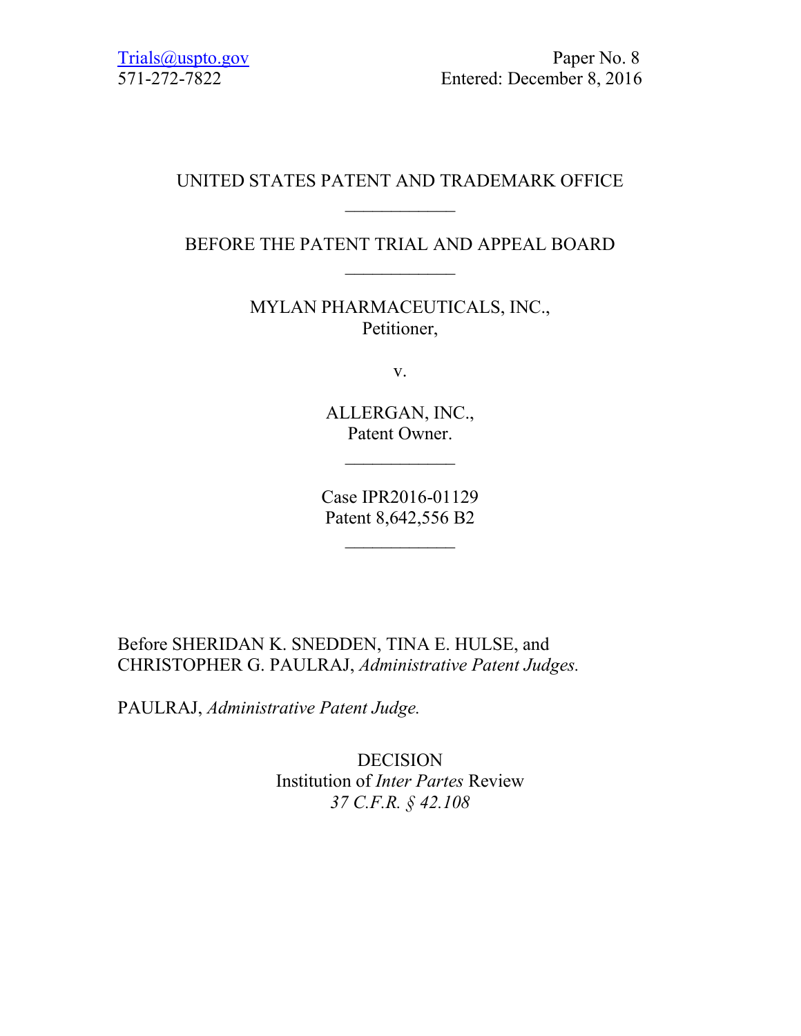Trials@uspto.gov
571-272-7822

Paper No. 8
Entered: December 8, 2016

UNITED STATES PATENT AND TRADEMARK OFFICE

____________

BEFORE THE PATENT TRIAL AND APPEAL BOARD

____________

MYLAN PHARMACEUTICALS, INC.,
Petitioner,

v.

ALLERGAN, INC.,
Patent Owner.

____________

Case IPR2016-01129
Patent 8,642,556 B2

____________

Before SHERIDAN K. SNEDDEN, TINA E. HULSE, and CHRISTOPHER G. PAULRAJ, *Administrative Patent Judges.*

PAULRAJ, *Administrative Patent Judge.*

DECISION
Institution of *Inter Partes* Review
*37 C.F.R. § 42.108*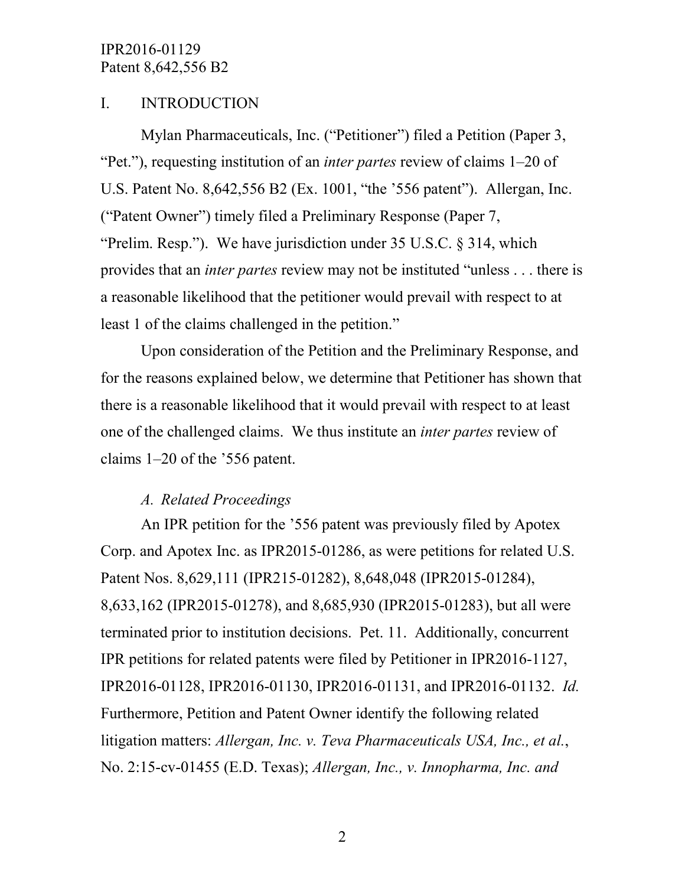# I. INTRODUCTION

Mylan Pharmaceuticals, Inc. ("Petitioner") filed a Petition (Paper 3, "Pet."), requesting institution of an *inter partes* review of claims 1–20 of U.S. Patent No. 8,642,556 B2 (Ex. 1001, "the '556 patent"). Allergan, Inc. ("Patent Owner") timely filed a Preliminary Response (Paper 7, "Prelim. Resp."). We have jurisdiction under 35 U.S.C. § 314, which provides that an *inter partes* review may not be instituted "unless . . . there is a reasonable likelihood that the petitioner would prevail with respect to at least 1 of the claims challenged in the petition."

Upon consideration of the Petition and the Preliminary Response, and for the reasons explained below, we determine that Petitioner has shown that there is a reasonable likelihood that it would prevail with respect to at least one of the challenged claims. We thus institute an *inter partes* review of claims 1–20 of the '556 patent.

## *A. Related Proceedings*

An IPR petition for the '556 patent was previously filed by Apotex Corp. and Apotex Inc. as IPR2015-01286, as were petitions for related U.S. Patent Nos. 8,629,111 (IPR215-01282), 8,648,048 (IPR2015-01284), 8,633,162 (IPR2015-01278), and 8,685,930 (IPR2015-01283), but all were terminated prior to institution decisions. Pet. 11. Additionally, concurrent IPR petitions for related patents were filed by Petitioner in IPR2016-1127, IPR2016-01128, IPR2016-01130, IPR2016-01131, and IPR2016-01132. *Id.* Furthermore, Petition and Patent Owner identify the following related litigation matters: *Allergan, Inc. v. Teva Pharmaceuticals USA, Inc., et al.*, No. 2:15-cv-01455 (E.D. Texas); *Allergan, Inc., v. Innopharma, Inc. and*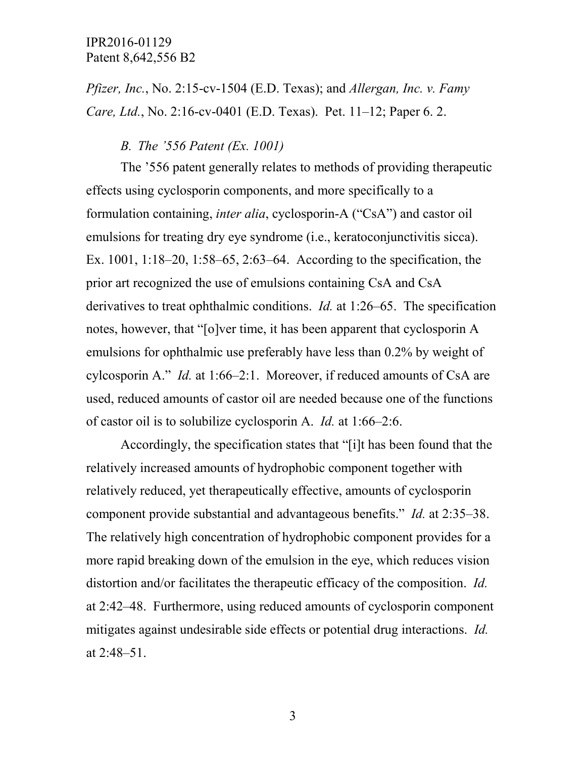*Pfizer, Inc.*, No. 2:15-cv-1504 (E.D. Texas); and *Allergan, Inc. v. Famy Care, Ltd.*, No. 2:16-cv-0401 (E.D. Texas). Pet. 11–12; Paper 6. 2.

*B. The '556 Patent (Ex. 1001)*

The '556 patent generally relates to methods of providing therapeutic effects using cyclosporin components, and more specifically to a formulation containing, *inter alia*, cyclosporin-A ("CsA") and castor oil emulsions for treating dry eye syndrome (i.e., keratoconjunctivitis sicca). Ex. 1001, 1:18–20, 1:58–65, 2:63–64. According to the specification, the prior art recognized the use of emulsions containing CsA and CsA derivatives to treat ophthalmic conditions. *Id.* at 1:26–65. The specification notes, however, that "[o]ver time, it has been apparent that cyclosporin A emulsions for ophthalmic use preferably have less than 0.2% by weight of cylcosporin A." *Id.* at 1:66–2:1. Moreover, if reduced amounts of CsA are used, reduced amounts of castor oil are needed because one of the functions of castor oil is to solubilize cyclosporin A. *Id.* at 1:66–2:6.

Accordingly, the specification states that "[i]t has been found that the relatively increased amounts of hydrophobic component together with relatively reduced, yet therapeutically effective, amounts of cyclosporin component provide substantial and advantageous benefits." *Id.* at 2:35–38. The relatively high concentration of hydrophobic component provides for a more rapid breaking down of the emulsion in the eye, which reduces vision distortion and/or facilitates the therapeutic efficacy of the composition. *Id.* at 2:42–48. Furthermore, using reduced amounts of cyclosporin component mitigates against undesirable side effects or potential drug interactions. *Id.* at 2:48–51.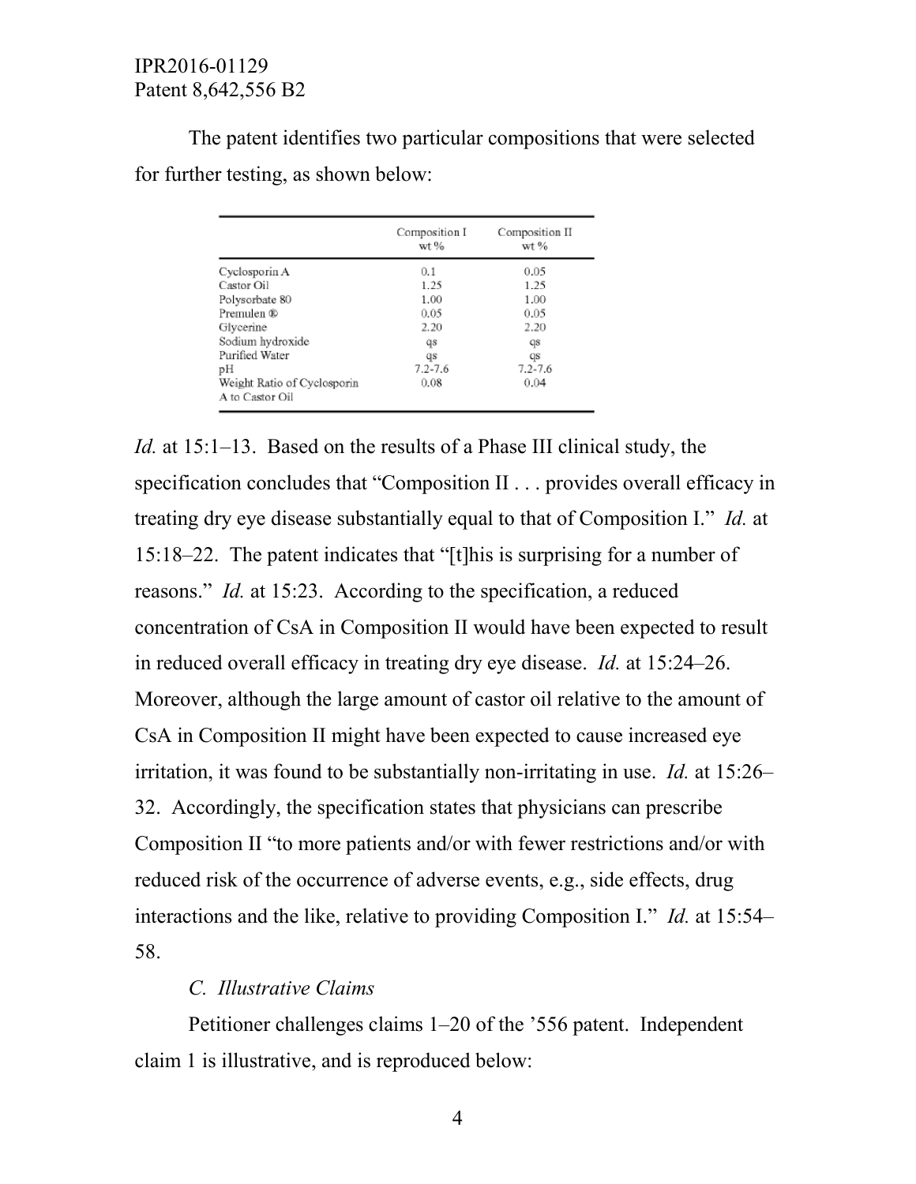The patent identifies two particular compositions that were selected for further testing, as shown below:

| | Composition I wt % | Composition II wt % |
|---|---|---|
| Cyclosporin A | 0.1 | 0.05 |
| Castor Oil | 1.25 | 1.25 |
| Polysorbate 80 | 1.00 | 1.00 |
| Premulen ® | 0.05 | 0.05 |
| Glycerine | 2.20 | 2.20 |
| Sodium hydroxide | qs | qs |
| Purified Water | qs | qs |
| pH | 7.2-7.6 | 7.2-7.6 |
| Weight Ratio of Cyclosporin A to Castor Oil | 0.08 | 0.04 |

*Id.* at 15:1–13. Based on the results of a Phase III clinical study, the specification concludes that "Composition II . . . provides overall efficacy in treating dry eye disease substantially equal to that of Composition I." *Id.* at 15:18–22. The patent indicates that "[t]his is surprising for a number of reasons." *Id.* at 15:23. According to the specification, a reduced concentration of CsA in Composition II would have been expected to result in reduced overall efficacy in treating dry eye disease. *Id.* at 15:24–26. Moreover, although the large amount of castor oil relative to the amount of CsA in Composition II might have been expected to cause increased eye irritation, it was found to be substantially non-irritating in use. *Id.* at 15:26–32. Accordingly, the specification states that physicians can prescribe Composition II "to more patients and/or with fewer restrictions and/or with reduced risk of the occurrence of adverse events, e.g., side effects, drug interactions and the like, relative to providing Composition I." *Id.* at 15:54–58.

### *C. Illustrative Claims*

Petitioner challenges claims 1–20 of the '556 patent. Independent claim 1 is illustrative, and is reproduced below: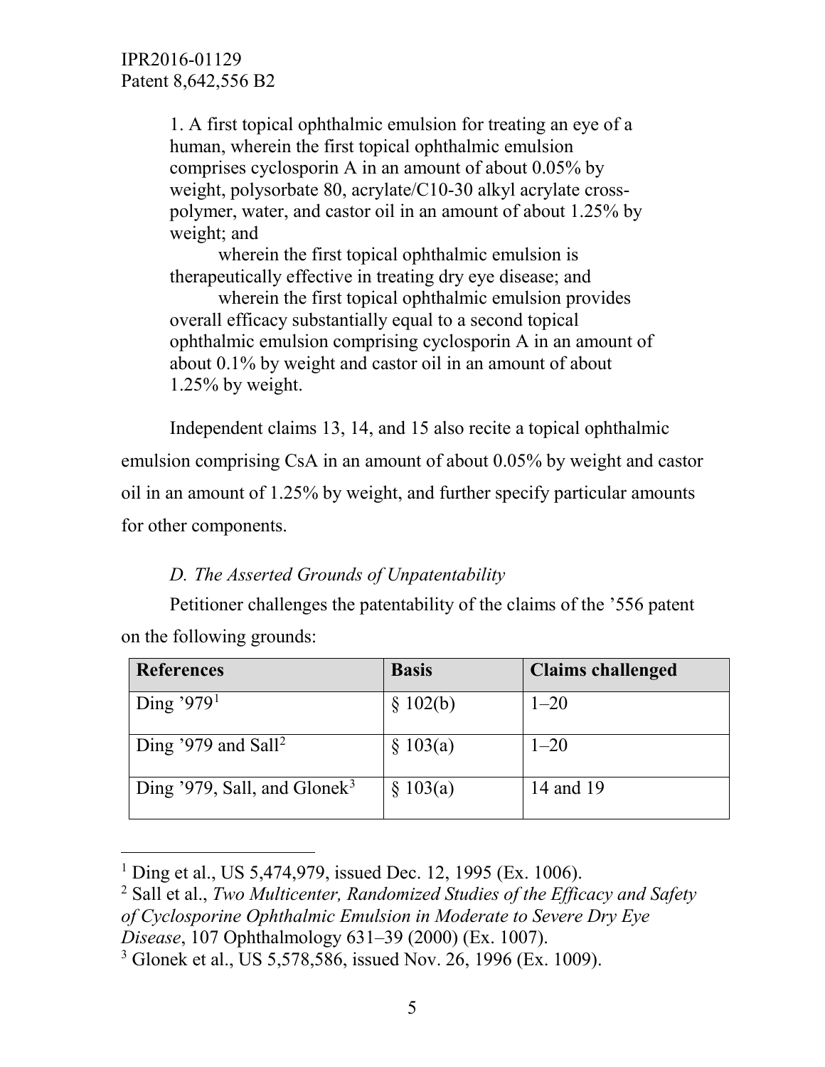> 1. A first topical ophthalmic emulsion for treating an eye of a human, wherein the first topical ophthalmic emulsion comprises cyclosporin A in an amount of about 0.05% by weight, polysorbate 80, acrylate/C10-30 alkyl acrylate cross-polymer, water, and castor oil in an amount of about 1.25% by weight; and
>
> wherein the first topical ophthalmic emulsion is therapeutically effective in treating dry eye disease; and
>
> wherein the first topical ophthalmic emulsion provides overall efficacy substantially equal to a second topical ophthalmic emulsion comprising cyclosporin A in an amount of about 0.1% by weight and castor oil in an amount of about 1.25% by weight.

Independent claims 13, 14, and 15 also recite a topical ophthalmic emulsion comprising CsA in an amount of about 0.05% by weight and castor oil in an amount of 1.25% by weight, and further specify particular amounts for other components.

### *D. The Asserted Grounds of Unpatentability*

Petitioner challenges the patentability of the claims of the '556 patent on the following grounds:

| References | Basis | Claims challenged |
|---|---|---|
| Ding '979[1] | § 102(b) | 1–20 |
| Ding '979 and Sall[2] | § 103(a) | 1–20 |
| Ding '979, Sall, and Glonek[3] | § 103(a) | 14 and 19 |

[1] Ding et al., US 5,474,979, issued Dec. 12, 1995 (Ex. 1006).

[2] Sall et al., *Two Multicenter, Randomized Studies of the Efficacy and Safety of Cyclosporine Ophthalmic Emulsion in Moderate to Severe Dry Eye Disease*, 107 Ophthalmology 631–39 (2000) (Ex. 1007).

[3] Glonek et al., US 5,578,586, issued Nov. 26, 1996 (Ex. 1009).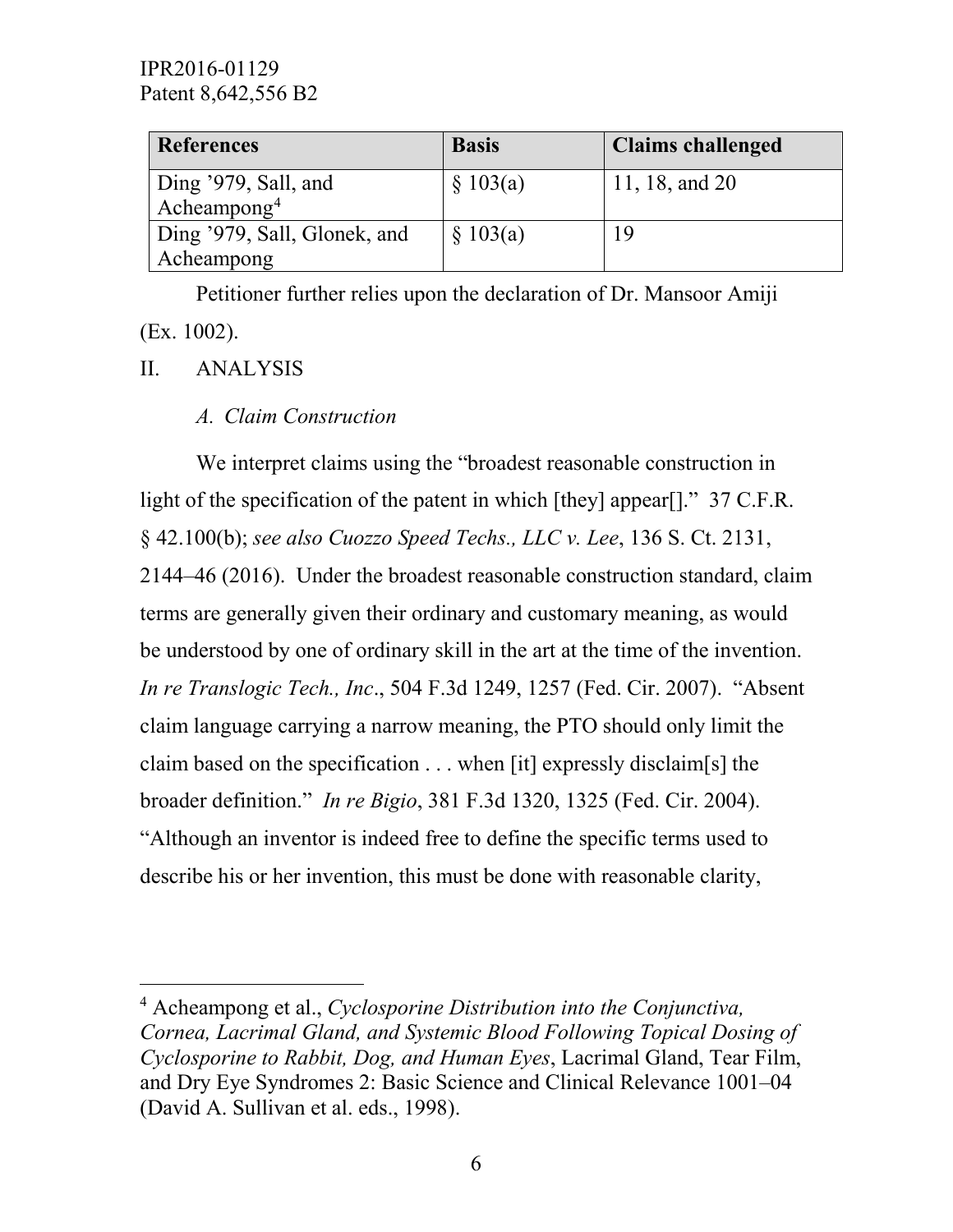| References | Basis | Claims challenged |
| --- | --- | --- |
| Ding '979, Sall, and Acheampong[4] | § 103(a) | 11, 18, and 20 |
| Ding '979, Sall, Glonek, and Acheampong | § 103(a) | 19 |

Petitioner further relies upon the declaration of Dr. Mansoor Amiji (Ex. 1002).

## II. ANALYSIS

### *A. Claim Construction*

We interpret claims using the "broadest reasonable construction in light of the specification of the patent in which [they] appear[]." 37 C.F.R. § 42.100(b); *see also Cuozzo Speed Techs., LLC v. Lee*, 136 S. Ct. 2131, 2144–46 (2016). Under the broadest reasonable construction standard, claim terms are generally given their ordinary and customary meaning, as would be understood by one of ordinary skill in the art at the time of the invention. *In re Translogic Tech., Inc*., 504 F.3d 1249, 1257 (Fed. Cir. 2007). "Absent claim language carrying a narrow meaning, the PTO should only limit the claim based on the specification . . . when [it] expressly disclaim[s] the broader definition." *In re Bigio*, 381 F.3d 1320, 1325 (Fed. Cir. 2004). "Although an inventor is indeed free to define the specific terms used to describe his or her invention, this must be done with reasonable clarity,

---

[4] Acheampong et al., *Cyclosporine Distribution into the Conjunctiva, Cornea, Lacrimal Gland, and Systemic Blood Following Topical Dosing of Cyclosporine to Rabbit, Dog, and Human Eyes*, Lacrimal Gland, Tear Film, and Dry Eye Syndromes 2: Basic Science and Clinical Relevance 1001–04 (David A. Sullivan et al. eds., 1998).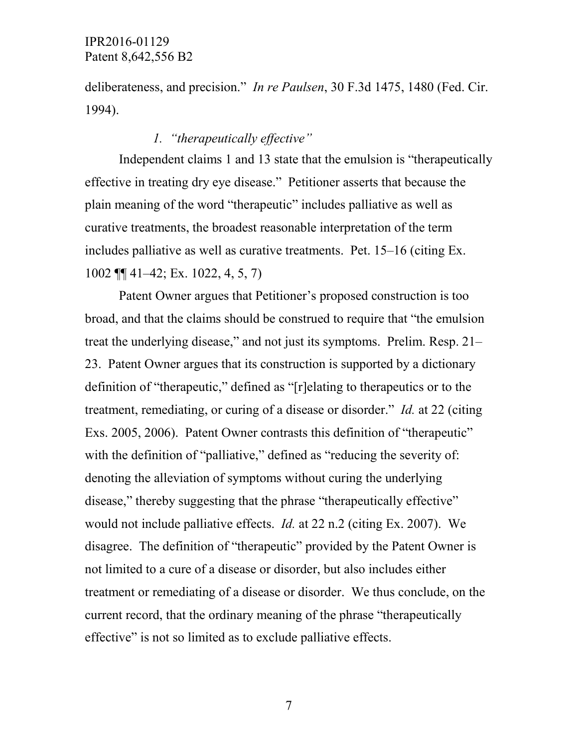deliberateness, and precision." *In re Paulsen*, 30 F.3d 1475, 1480 (Fed. Cir. 1994).

### *1. "therapeutically effective"*

Independent claims 1 and 13 state that the emulsion is "therapeutically effective in treating dry eye disease." Petitioner asserts that because the plain meaning of the word "therapeutic" includes palliative as well as curative treatments, the broadest reasonable interpretation of the term includes palliative as well as curative treatments. Pet. 15–16 (citing Ex. 1002 ¶¶ 41–42; Ex. 1022, 4, 5, 7)

Patent Owner argues that Petitioner's proposed construction is too broad, and that the claims should be construed to require that "the emulsion treat the underlying disease," and not just its symptoms. Prelim. Resp. 21–23. Patent Owner argues that its construction is supported by a dictionary definition of "therapeutic," defined as "[r]elating to therapeutics or to the treatment, remediating, or curing of a disease or disorder." *Id.* at 22 (citing Exs. 2005, 2006). Patent Owner contrasts this definition of "therapeutic" with the definition of "palliative," defined as "reducing the severity of: denoting the alleviation of symptoms without curing the underlying disease," thereby suggesting that the phrase "therapeutically effective" would not include palliative effects. *Id.* at 22 n.2 (citing Ex. 2007). We disagree. The definition of "therapeutic" provided by the Patent Owner is not limited to a cure of a disease or disorder, but also includes either treatment or remediating of a disease or disorder. We thus conclude, on the current record, that the ordinary meaning of the phrase "therapeutically effective" is not so limited as to exclude palliative effects.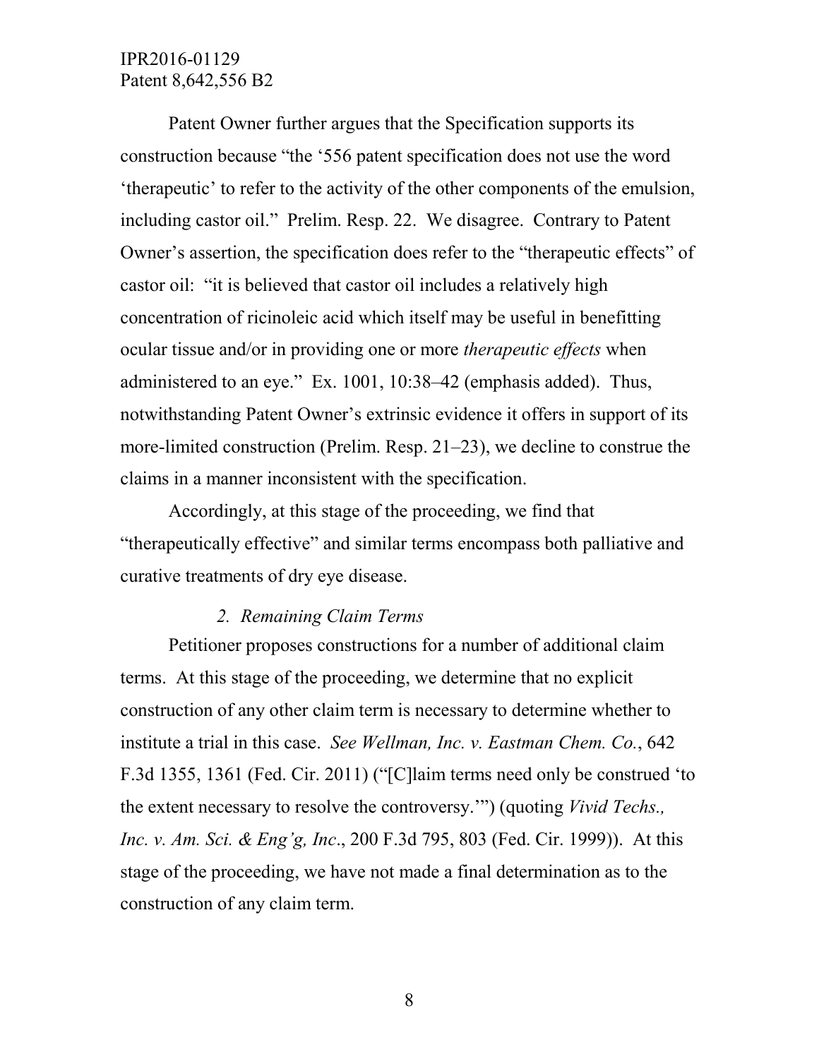Patent Owner further argues that the Specification supports its construction because "the '556 patent specification does not use the word 'therapeutic' to refer to the activity of the other components of the emulsion, including castor oil." Prelim. Resp. 22. We disagree. Contrary to Patent Owner's assertion, the specification does refer to the "therapeutic effects" of castor oil: "it is believed that castor oil includes a relatively high concentration of ricinoleic acid which itself may be useful in benefitting ocular tissue and/or in providing one or more *therapeutic effects* when administered to an eye." Ex. 1001, 10:38–42 (emphasis added). Thus, notwithstanding Patent Owner's extrinsic evidence it offers in support of its more-limited construction (Prelim. Resp. 21–23), we decline to construe the claims in a manner inconsistent with the specification.

Accordingly, at this stage of the proceeding, we find that "therapeutically effective" and similar terms encompass both palliative and curative treatments of dry eye disease.

### *2. Remaining Claim Terms*

Petitioner proposes constructions for a number of additional claim terms. At this stage of the proceeding, we determine that no explicit construction of any other claim term is necessary to determine whether to institute a trial in this case. *See Wellman, Inc. v. Eastman Chem. Co.*, 642 F.3d 1355, 1361 (Fed. Cir. 2011) ("[C]laim terms need only be construed 'to the extent necessary to resolve the controversy.'") (quoting *Vivid Techs., Inc. v. Am. Sci. & Eng'g, Inc.*, 200 F.3d 795, 803 (Fed. Cir. 1999)). At this stage of the proceeding, we have not made a final determination as to the construction of any claim term.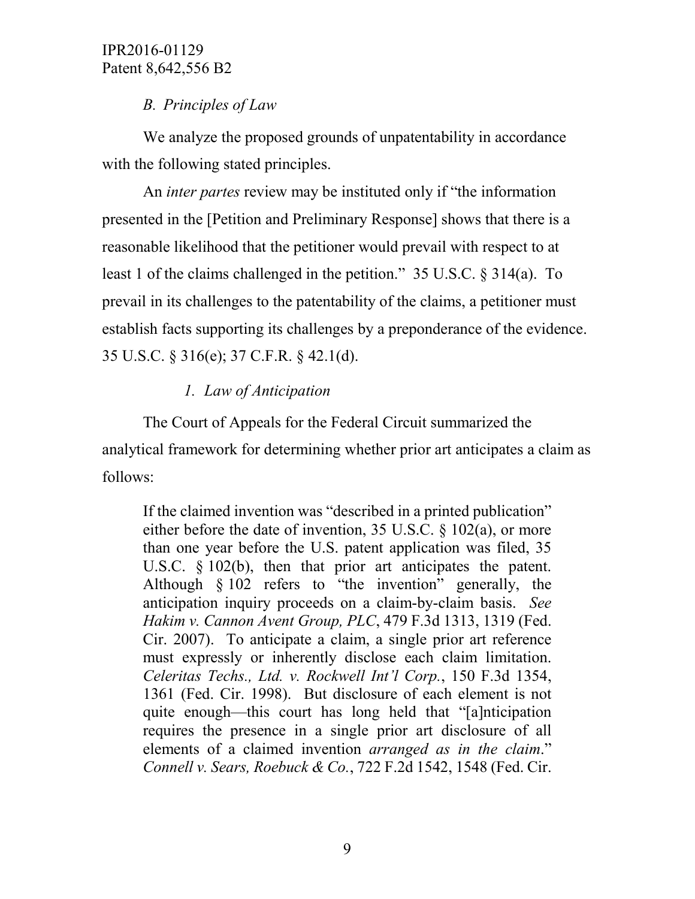### *B. Principles of Law*

We analyze the proposed grounds of unpatentability in accordance with the following stated principles.

An *inter partes* review may be instituted only if "the information presented in the [Petition and Preliminary Response] shows that there is a reasonable likelihood that the petitioner would prevail with respect to at least 1 of the claims challenged in the petition." 35 U.S.C. § 314(a). To prevail in its challenges to the patentability of the claims, a petitioner must establish facts supporting its challenges by a preponderance of the evidence. 35 U.S.C. § 316(e); 37 C.F.R. § 42.1(d).

#### *1. Law of Anticipation*

The Court of Appeals for the Federal Circuit summarized the analytical framework for determining whether prior art anticipates a claim as follows:

> If the claimed invention was "described in a printed publication" either before the date of invention, 35 U.S.C. § 102(a), or more than one year before the U.S. patent application was filed, 35 U.S.C. § 102(b), then that prior art anticipates the patent. Although § 102 refers to "the invention" generally, the anticipation inquiry proceeds on a claim-by-claim basis. *See Hakim v. Cannon Avent Group, PLC*, 479 F.3d 1313, 1319 (Fed. Cir. 2007). To anticipate a claim, a single prior art reference must expressly or inherently disclose each claim limitation. *Celeritas Techs., Ltd. v. Rockwell Int'l Corp.*, 150 F.3d 1354, 1361 (Fed. Cir. 1998). But disclosure of each element is not quite enough—this court has long held that "[a]nticipation requires the presence in a single prior art disclosure of all elements of a claimed invention *arranged as in the claim*." *Connell v. Sears, Roebuck & Co.*, 722 F.2d 1542, 1548 (Fed. Cir.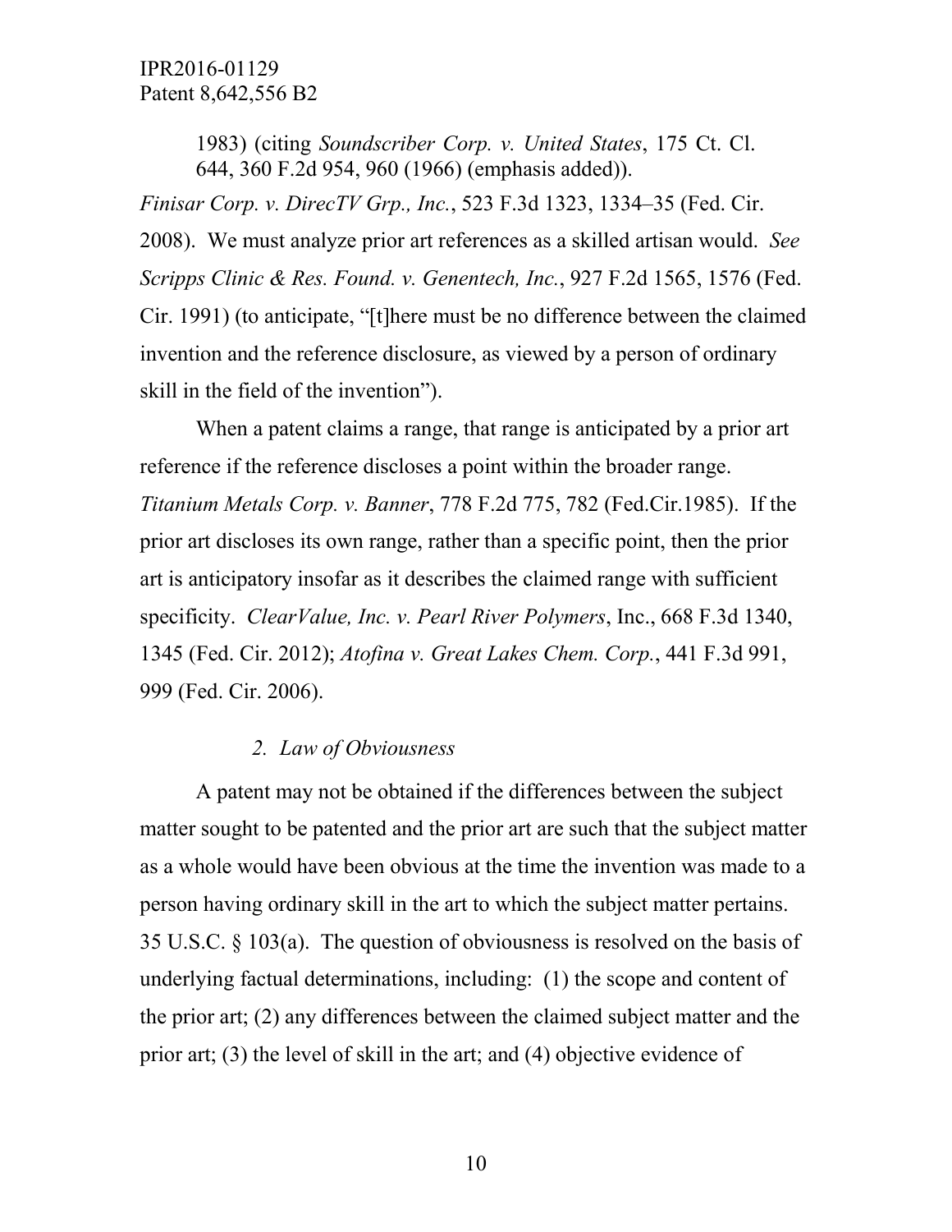> 1983) (citing *Soundscriber Corp. v. United States*, 175 Ct. Cl. 644, 360 F.2d 954, 960 (1966) (emphasis added)).

*Finisar Corp. v. DirecTV Grp., Inc.*, 523 F.3d 1323, 1334–35 (Fed. Cir. 2008). We must analyze prior art references as a skilled artisan would. *See Scripps Clinic & Res. Found. v. Genentech, Inc.*, 927 F.2d 1565, 1576 (Fed. Cir. 1991) (to anticipate, "[t]here must be no difference between the claimed invention and the reference disclosure, as viewed by a person of ordinary skill in the field of the invention").

When a patent claims a range, that range is anticipated by a prior art reference if the reference discloses a point within the broader range. *Titanium Metals Corp. v. Banner*, 778 F.2d 775, 782 (Fed.Cir.1985). If the prior art discloses its own range, rather than a specific point, then the prior art is anticipatory insofar as it describes the claimed range with sufficient specificity. *ClearValue, Inc. v. Pearl River Polymers*, Inc., 668 F.3d 1340, 1345 (Fed. Cir. 2012); *Atofina v. Great Lakes Chem. Corp.*, 441 F.3d 991, 999 (Fed. Cir. 2006).

### *2. Law of Obviousness*

A patent may not be obtained if the differences between the subject matter sought to be patented and the prior art are such that the subject matter as a whole would have been obvious at the time the invention was made to a person having ordinary skill in the art to which the subject matter pertains. 35 U.S.C. § 103(a). The question of obviousness is resolved on the basis of underlying factual determinations, including: (1) the scope and content of the prior art; (2) any differences between the claimed subject matter and the prior art; (3) the level of skill in the art; and (4) objective evidence of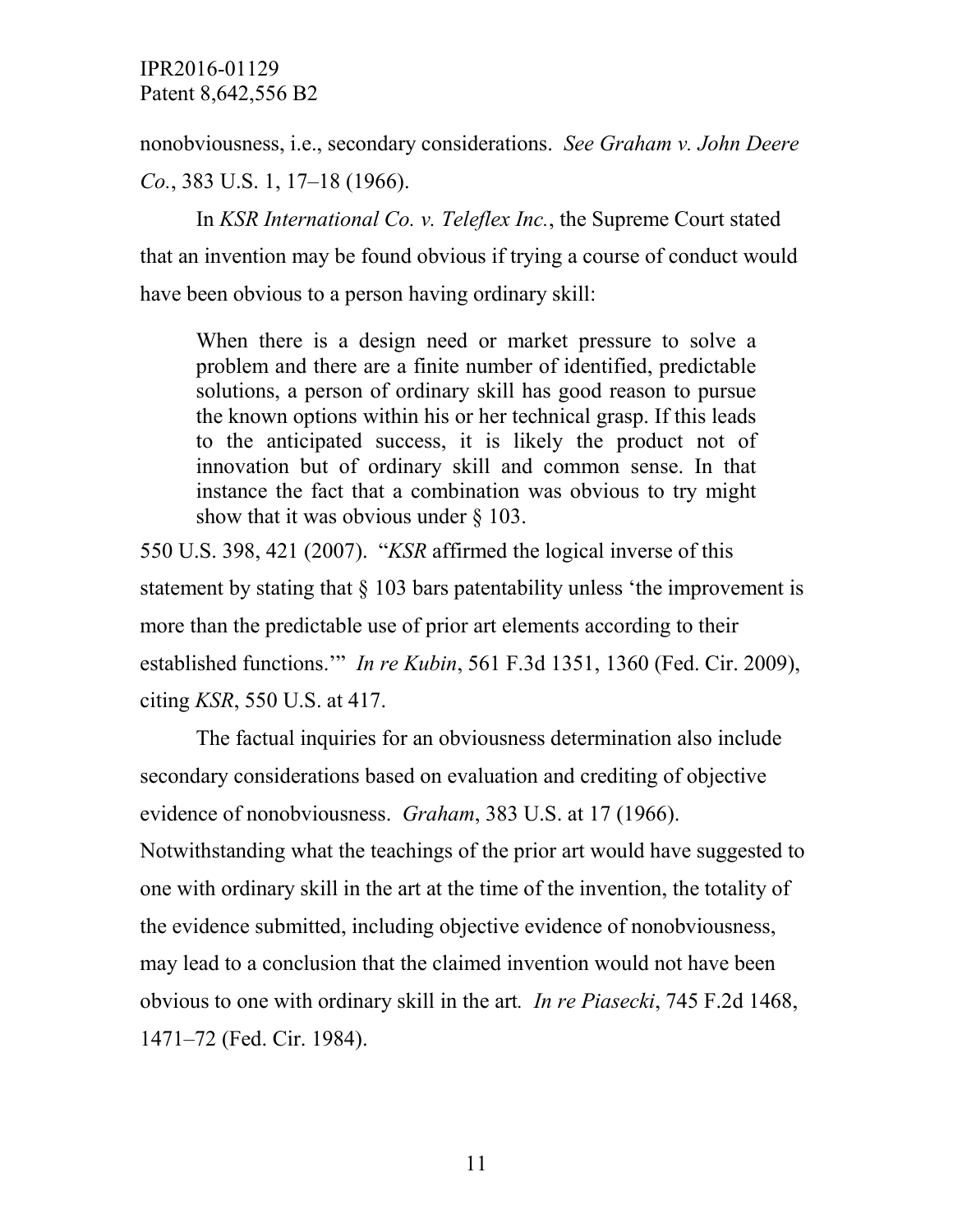nonobviousness, i.e., secondary considerations. *See Graham v. John Deere Co.*, 383 U.S. 1, 17–18 (1966).

In *KSR International Co. v. Teleflex Inc.*, the Supreme Court stated that an invention may be found obvious if trying a course of conduct would have been obvious to a person having ordinary skill:

> When there is a design need or market pressure to solve a problem and there are a finite number of identified, predictable solutions, a person of ordinary skill has good reason to pursue the known options within his or her technical grasp. If this leads to the anticipated success, it is likely the product not of innovation but of ordinary skill and common sense. In that instance the fact that a combination was obvious to try might show that it was obvious under § 103.

550 U.S. 398, 421 (2007). "*KSR* affirmed the logical inverse of this statement by stating that § 103 bars patentability unless 'the improvement is more than the predictable use of prior art elements according to their established functions.'" *In re Kubin*, 561 F.3d 1351, 1360 (Fed. Cir. 2009), citing *KSR*, 550 U.S. at 417.

The factual inquiries for an obviousness determination also include secondary considerations based on evaluation and crediting of objective evidence of nonobviousness. *Graham*, 383 U.S. at 17 (1966). Notwithstanding what the teachings of the prior art would have suggested to one with ordinary skill in the art at the time of the invention, the totality of the evidence submitted, including objective evidence of nonobviousness, may lead to a conclusion that the claimed invention would not have been obvious to one with ordinary skill in the art. *In re Piasecki*, 745 F.2d 1468, 1471–72 (Fed. Cir. 1984).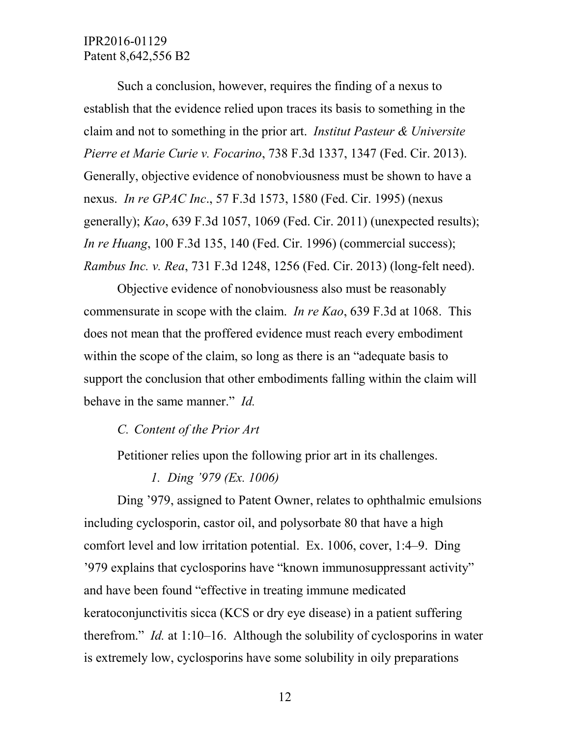Such a conclusion, however, requires the finding of a nexus to establish that the evidence relied upon traces its basis to something in the claim and not to something in the prior art. *Institut Pasteur & Universite Pierre et Marie Curie v. Focarino*, 738 F.3d 1337, 1347 (Fed. Cir. 2013). Generally, objective evidence of nonobviousness must be shown to have a nexus. *In re GPAC Inc*., 57 F.3d 1573, 1580 (Fed. Cir. 1995) (nexus generally); *Kao*, 639 F.3d 1057, 1069 (Fed. Cir. 2011) (unexpected results); *In re Huang*, 100 F.3d 135, 140 (Fed. Cir. 1996) (commercial success); *Rambus Inc. v. Rea*, 731 F.3d 1248, 1256 (Fed. Cir. 2013) (long-felt need).

Objective evidence of nonobviousness also must be reasonably commensurate in scope with the claim. *In re Kao*, 639 F.3d at 1068. This does not mean that the proffered evidence must reach every embodiment within the scope of the claim, so long as there is an "adequate basis to support the conclusion that other embodiments falling within the claim will behave in the same manner." *Id.*

### *C. Content of the Prior Art*

Petitioner relies upon the following prior art in its challenges.

#### *1. Ding '979 (Ex. 1006)*

Ding '979, assigned to Patent Owner, relates to ophthalmic emulsions including cyclosporin, castor oil, and polysorbate 80 that have a high comfort level and low irritation potential. Ex. 1006, cover, 1:4–9. Ding '979 explains that cyclosporins have "known immunosuppressant activity" and have been found "effective in treating immune medicated keratoconjunctivitis sicca (KCS or dry eye disease) in a patient suffering therefrom." *Id.* at 1:10–16. Although the solubility of cyclosporins in water is extremely low, cyclosporins have some solubility in oily preparations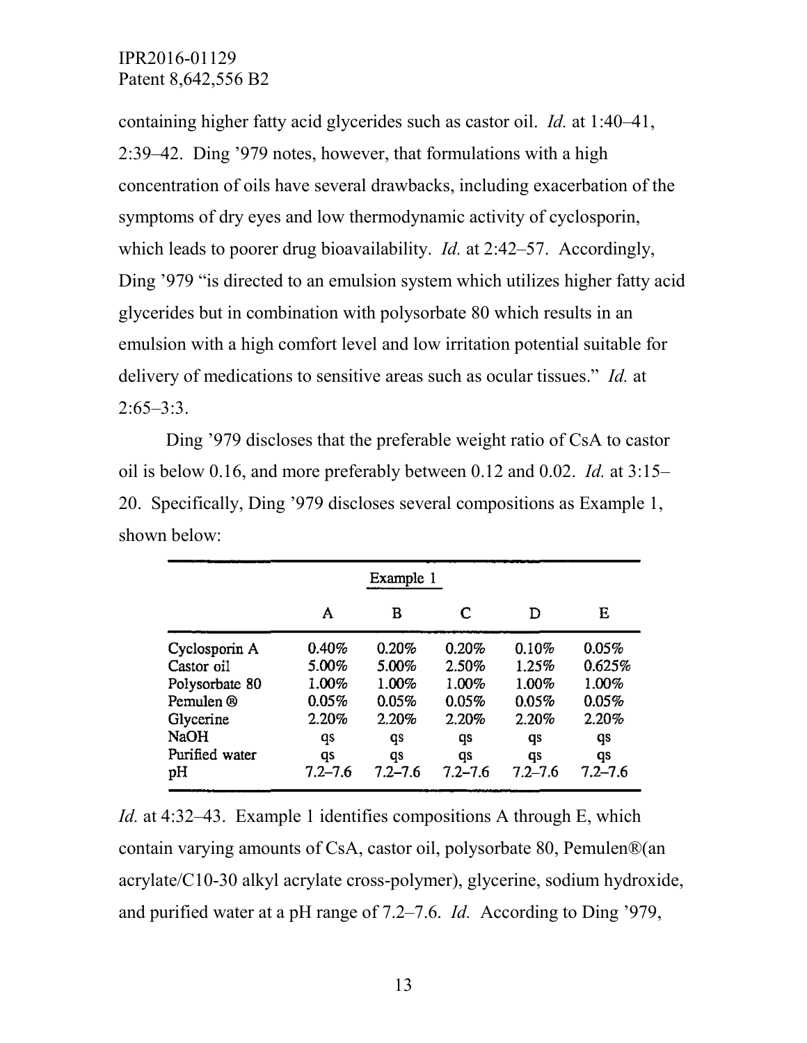containing higher fatty acid glycerides such as castor oil. *Id.* at 1:40–41, 2:39–42. Ding '979 notes, however, that formulations with a high concentration of oils have several drawbacks, including exacerbation of the symptoms of dry eyes and low thermodynamic activity of cyclosporin, which leads to poorer drug bioavailability. *Id.* at 2:42–57. Accordingly, Ding '979 "is directed to an emulsion system which utilizes higher fatty acid glycerides but in combination with polysorbate 80 which results in an emulsion with a high comfort level and low irritation potential suitable for delivery of medications to sensitive areas such as ocular tissues." *Id.* at 2:65–3:3.

Ding '979 discloses that the preferable weight ratio of CsA to castor oil is below 0.16, and more preferably between 0.12 and 0.02. *Id.* at 3:15–20. Specifically, Ding '979 discloses several compositions as Example 1, shown below:

| | Example 1 | | | | |
|---|---|---|---|---|---|
| | A | B | C | D | E |
| Cyclosporin A | 0.40% | 0.20% | 0.20% | 0.10% | 0.05% |
| Castor oil | 5.00% | 5.00% | 2.50% | 1.25% | 0.625% |
| Polysorbate 80 | 1.00% | 1.00% | 1.00% | 1.00% | 1.00% |
| Pemulen ® | 0.05% | 0.05% | 0.05% | 0.05% | 0.05% |
| Glycerine | 2.20% | 2.20% | 2.20% | 2.20% | 2.20% |
| NaOH | qs | qs | qs | qs | qs |
| Purified water | qs | qs | qs | qs | qs |
| pH | 7.2–7.6 | 7.2–7.6 | 7.2–7.6 | 7.2–7.6 | 7.2–7.6 |

*Id.* at 4:32–43. Example 1 identifies compositions A through E, which contain varying amounts of CsA, castor oil, polysorbate 80, Pemulen®(an acrylate/C10-30 alkyl acrylate cross-polymer), glycerine, sodium hydroxide, and purified water at a pH range of 7.2–7.6. *Id.* According to Ding '979,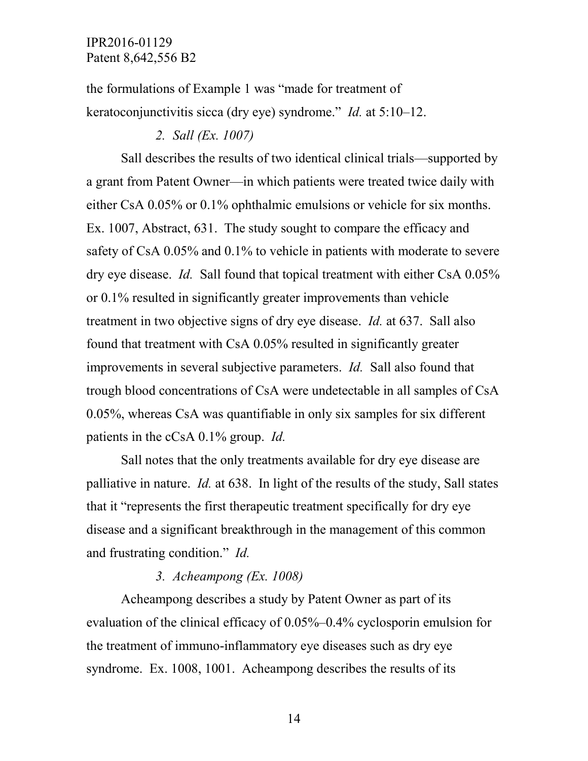the formulations of Example 1 was "made for treatment of keratoconjunctivitis sicca (dry eye) syndrome." *Id.* at 5:10–12.

### *2. Sall (Ex. 1007)*

Sall describes the results of two identical clinical trials—supported by a grant from Patent Owner—in which patients were treated twice daily with either CsA 0.05% or 0.1% ophthalmic emulsions or vehicle for six months. Ex. 1007, Abstract, 631. The study sought to compare the efficacy and safety of CsA 0.05% and 0.1% to vehicle in patients with moderate to severe dry eye disease. *Id.* Sall found that topical treatment with either CsA 0.05% or 0.1% resulted in significantly greater improvements than vehicle treatment in two objective signs of dry eye disease. *Id.* at 637. Sall also found that treatment with CsA 0.05% resulted in significantly greater improvements in several subjective parameters. *Id.* Sall also found that trough blood concentrations of CsA were undetectable in all samples of CsA 0.05%, whereas CsA was quantifiable in only six samples for six different patients in the cCsA 0.1% group. *Id.*

Sall notes that the only treatments available for dry eye disease are palliative in nature. *Id.* at 638. In light of the results of the study, Sall states that it "represents the first therapeutic treatment specifically for dry eye disease and a significant breakthrough in the management of this common and frustrating condition." *Id.*

### *3. Acheampong (Ex. 1008)*

Acheampong describes a study by Patent Owner as part of its evaluation of the clinical efficacy of 0.05%–0.4% cyclosporin emulsion for the treatment of immuno-inflammatory eye diseases such as dry eye syndrome. Ex. 1008, 1001. Acheampong describes the results of its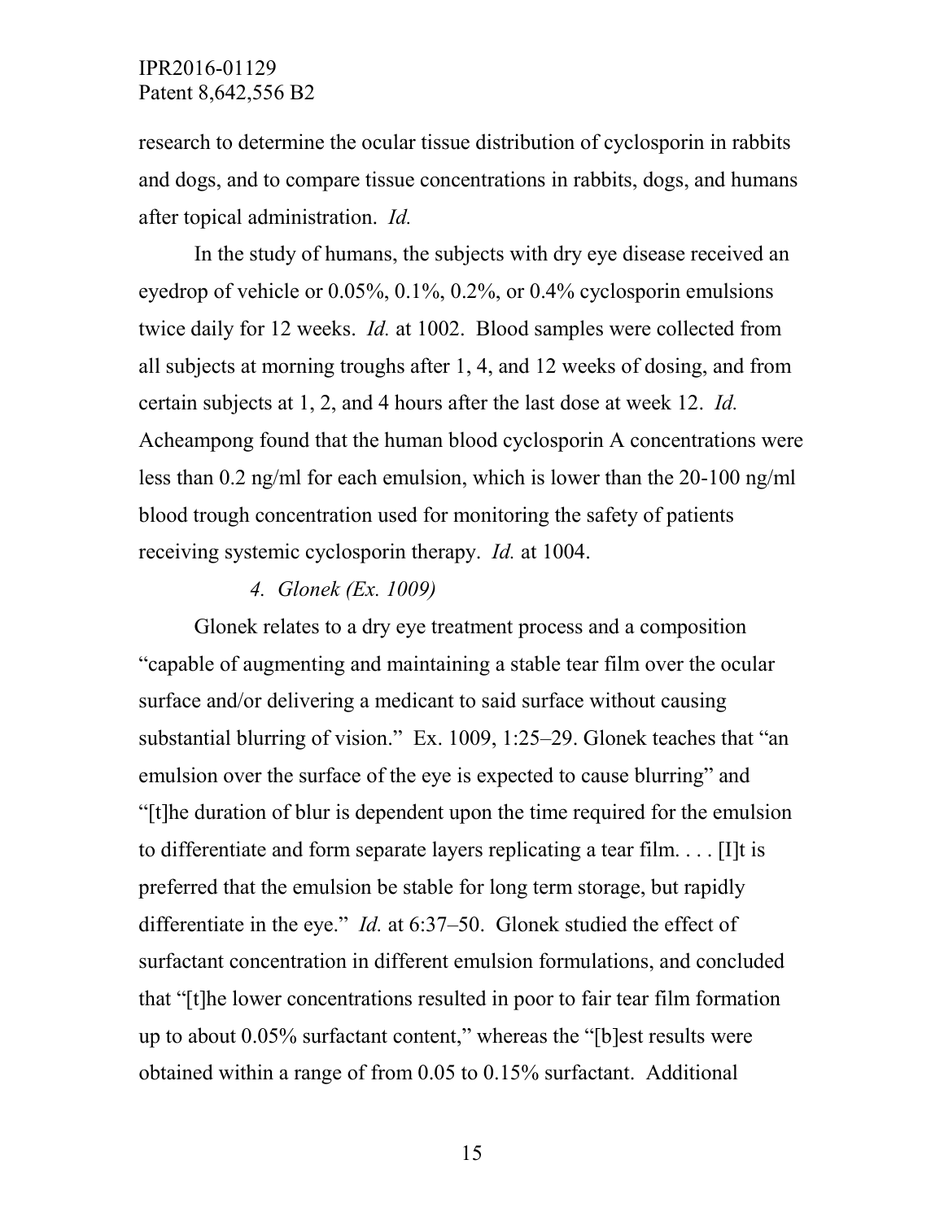research to determine the ocular tissue distribution of cyclosporin in rabbits and dogs, and to compare tissue concentrations in rabbits, dogs, and humans after topical administration. *Id.*

In the study of humans, the subjects with dry eye disease received an eyedrop of vehicle or 0.05%, 0.1%, 0.2%, or 0.4% cyclosporin emulsions twice daily for 12 weeks. *Id.* at 1002. Blood samples were collected from all subjects at morning troughs after 1, 4, and 12 weeks of dosing, and from certain subjects at 1, 2, and 4 hours after the last dose at week 12. *Id.* Acheampong found that the human blood cyclosporin A concentrations were less than 0.2 ng/ml for each emulsion, which is lower than the 20-100 ng/ml blood trough concentration used for monitoring the safety of patients receiving systemic cyclosporin therapy. *Id.* at 1004.

*4. Glonek (Ex. 1009)*

Glonek relates to a dry eye treatment process and a composition "capable of augmenting and maintaining a stable tear film over the ocular surface and/or delivering a medicant to said surface without causing substantial blurring of vision." Ex. 1009, 1:25–29. Glonek teaches that "an emulsion over the surface of the eye is expected to cause blurring" and "[t]he duration of blur is dependent upon the time required for the emulsion to differentiate and form separate layers replicating a tear film. . . . [I]t is preferred that the emulsion be stable for long term storage, but rapidly differentiate in the eye." *Id.* at 6:37–50. Glonek studied the effect of surfactant concentration in different emulsion formulations, and concluded that "[t]he lower concentrations resulted in poor to fair tear film formation up to about 0.05% surfactant content," whereas the "[b]est results were obtained within a range of from 0.05 to 0.15% surfactant. Additional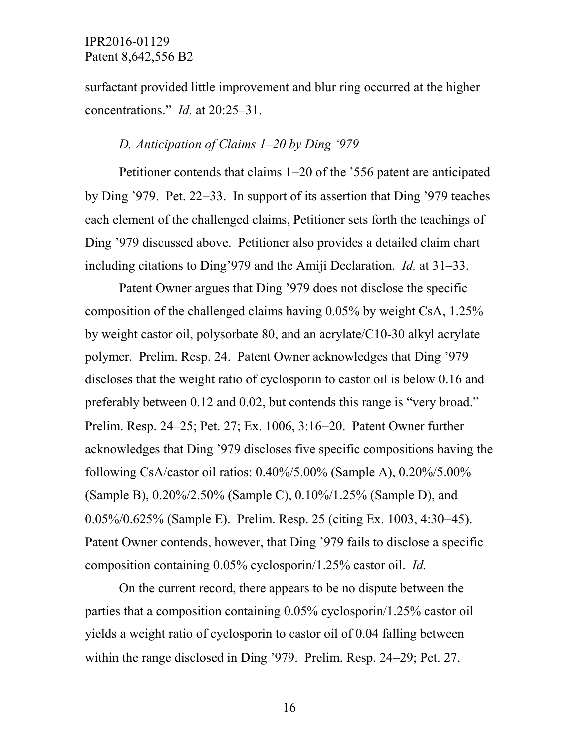surfactant provided little improvement and blur ring occurred at the higher concentrations." *Id.* at 20:25–31.

### *D. Anticipation of Claims 1–20 by Ding '979*

Petitioner contends that claims 1–20 of the '556 patent are anticipated by Ding '979. Pet. 22–33. In support of its assertion that Ding '979 teaches each element of the challenged claims, Petitioner sets forth the teachings of Ding '979 discussed above. Petitioner also provides a detailed claim chart including citations to Ding'979 and the Amiji Declaration. *Id.* at 31–33.

Patent Owner argues that Ding '979 does not disclose the specific composition of the challenged claims having 0.05% by weight CsA, 1.25% by weight castor oil, polysorbate 80, and an acrylate/C10-30 alkyl acrylate polymer. Prelim. Resp. 24. Patent Owner acknowledges that Ding '979 discloses that the weight ratio of cyclosporin to castor oil is below 0.16 and preferably between 0.12 and 0.02, but contends this range is "very broad." Prelim. Resp. 24–25; Pet. 27; Ex. 1006, 3:16–20. Patent Owner further acknowledges that Ding '979 discloses five specific compositions having the following CsA/castor oil ratios: 0.40%/5.00% (Sample A), 0.20%/5.00% (Sample B), 0.20%/2.50% (Sample C), 0.10%/1.25% (Sample D), and 0.05%/0.625% (Sample E). Prelim. Resp. 25 (citing Ex. 1003, 4:30–45). Patent Owner contends, however, that Ding '979 fails to disclose a specific composition containing 0.05% cyclosporin/1.25% castor oil. *Id.*

On the current record, there appears to be no dispute between the parties that a composition containing 0.05% cyclosporin/1.25% castor oil yields a weight ratio of cyclosporin to castor oil of 0.04 falling between within the range disclosed in Ding '979. Prelim. Resp. 24–29; Pet. 27.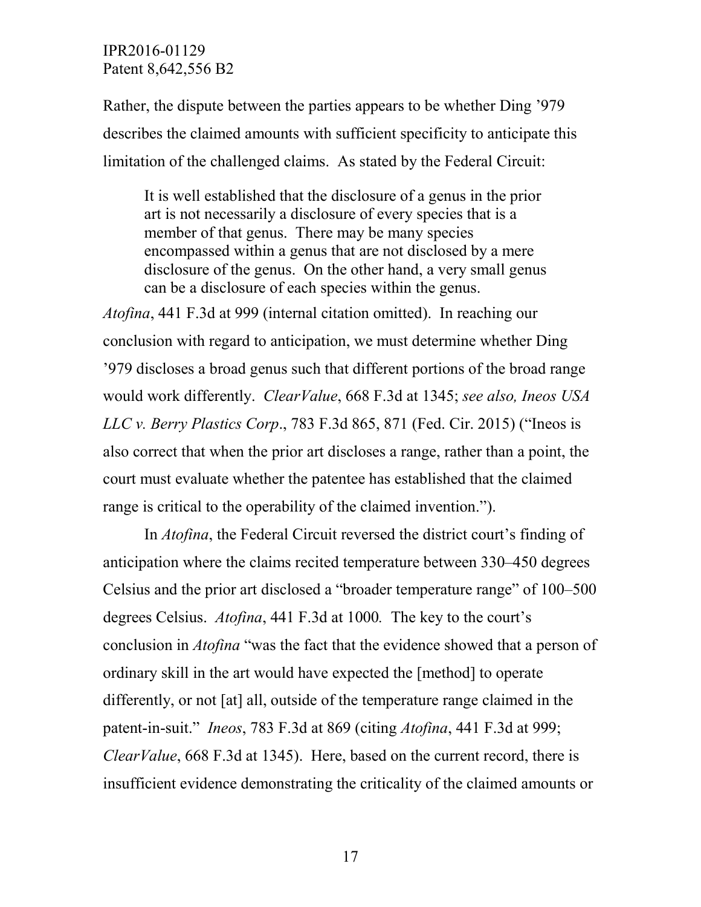Rather, the dispute between the parties appears to be whether Ding '979 describes the claimed amounts with sufficient specificity to anticipate this limitation of the challenged claims. As stated by the Federal Circuit:

> It is well established that the disclosure of a genus in the prior art is not necessarily a disclosure of every species that is a member of that genus. There may be many species encompassed within a genus that are not disclosed by a mere disclosure of the genus. On the other hand, a very small genus can be a disclosure of each species within the genus.

*Atofina*, 441 F.3d at 999 (internal citation omitted). In reaching our conclusion with regard to anticipation, we must determine whether Ding '979 discloses a broad genus such that different portions of the broad range would work differently. *ClearValue*, 668 F.3d at 1345; *see also, Ineos USA LLC v. Berry Plastics Corp*., 783 F.3d 865, 871 (Fed. Cir. 2015) ("Ineos is also correct that when the prior art discloses a range, rather than a point, the court must evaluate whether the patentee has established that the claimed range is critical to the operability of the claimed invention.").

In *Atofina*, the Federal Circuit reversed the district court's finding of anticipation where the claims recited temperature between 330–450 degrees Celsius and the prior art disclosed a "broader temperature range" of 100–500 degrees Celsius. *Atofina*, 441 F.3d at 1000. The key to the court's conclusion in *Atofina* "was the fact that the evidence showed that a person of ordinary skill in the art would have expected the [method] to operate differently, or not [at] all, outside of the temperature range claimed in the patent-in-suit." *Ineos*, 783 F.3d at 869 (citing *Atofina*, 441 F.3d at 999; *ClearValue*, 668 F.3d at 1345). Here, based on the current record, there is insufficient evidence demonstrating the criticality of the claimed amounts or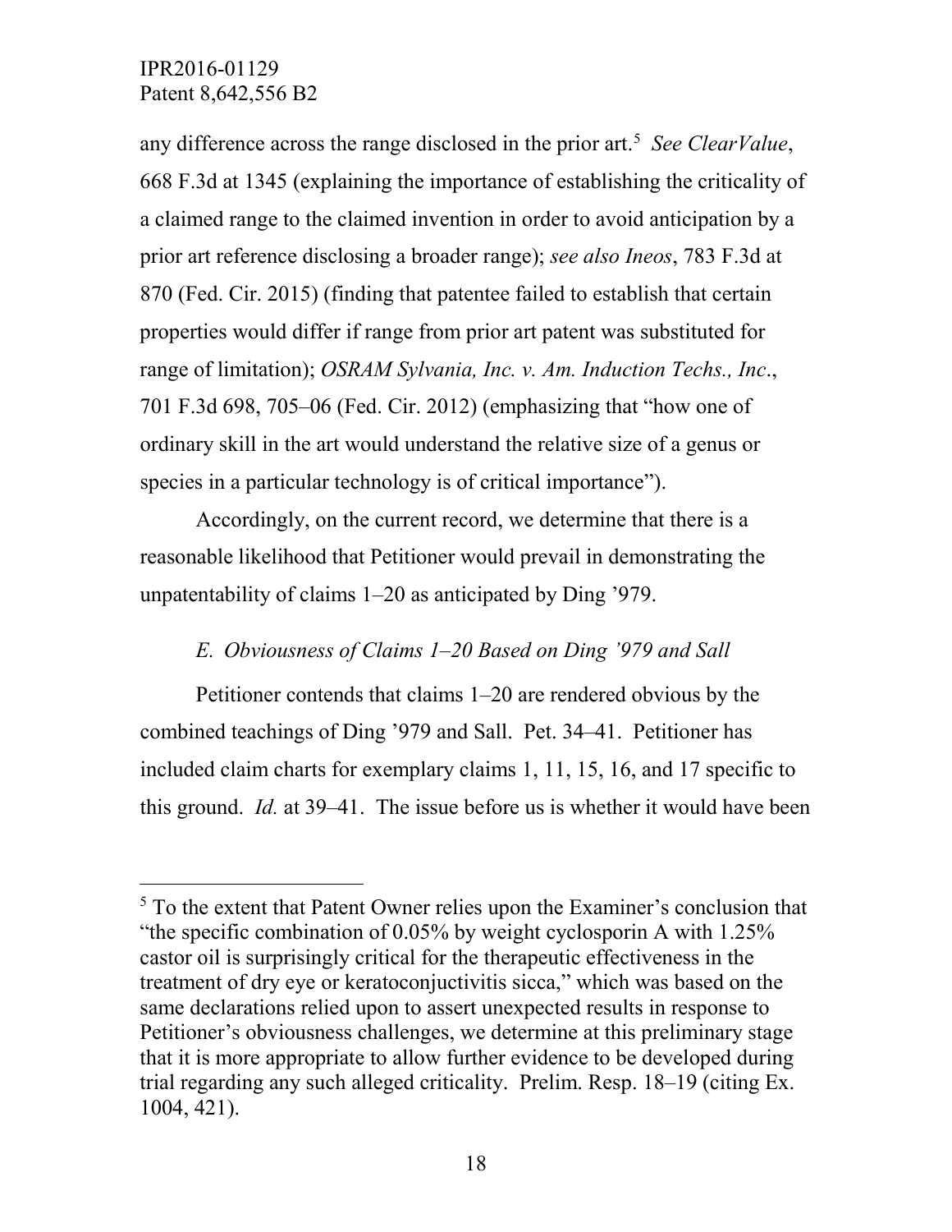any difference across the range disclosed in the prior art.[5] *See ClearValue*, 668 F.3d at 1345 (explaining the importance of establishing the criticality of a claimed range to the claimed invention in order to avoid anticipation by a prior art reference disclosing a broader range); *see also Ineos*, 783 F.3d at 870 (Fed. Cir. 2015) (finding that patentee failed to establish that certain properties would differ if range from prior art patent was substituted for range of limitation); *OSRAM Sylvania, Inc. v. Am. Induction Techs., Inc*., 701 F.3d 698, 705–06 (Fed. Cir. 2012) (emphasizing that "how one of ordinary skill in the art would understand the relative size of a genus or species in a particular technology is of critical importance").

Accordingly, on the current record, we determine that there is a reasonable likelihood that Petitioner would prevail in demonstrating the unpatentability of claims 1–20 as anticipated by Ding '979.

### *E. Obviousness of Claims 1–20 Based on Ding '979 and Sall*

Petitioner contends that claims 1–20 are rendered obvious by the combined teachings of Ding '979 and Sall. Pet. 34–41. Petitioner has included claim charts for exemplary claims 1, 11, 15, 16, and 17 specific to this ground. *Id.* at 39–41. The issue before us is whether it would have been

---

[5] To the extent that Patent Owner relies upon the Examiner's conclusion that "the specific combination of 0.05% by weight cyclosporin A with 1.25% castor oil is surprisingly critical for the therapeutic effectiveness in the treatment of dry eye or keratoconjuctivitis sicca," which was based on the same declarations relied upon to assert unexpected results in response to Petitioner's obviousness challenges, we determine at this preliminary stage that it is more appropriate to allow further evidence to be developed during trial regarding any such alleged criticality. Prelim. Resp. 18–19 (citing Ex. 1004, 421).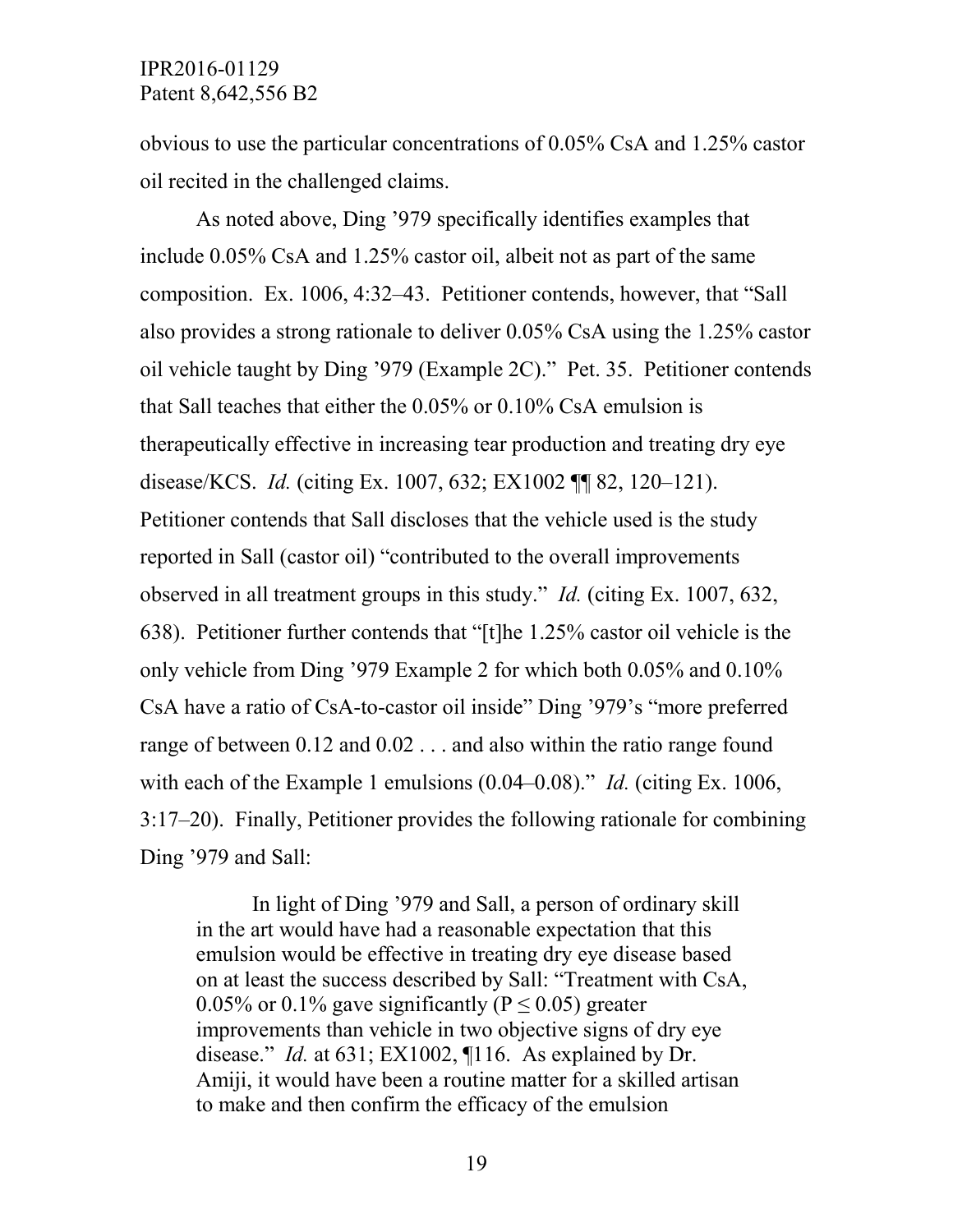obvious to use the particular concentrations of 0.05% CsA and 1.25% castor oil recited in the challenged claims.

As noted above, Ding '979 specifically identifies examples that include 0.05% CsA and 1.25% castor oil, albeit not as part of the same composition. Ex. 1006, 4:32–43. Petitioner contends, however, that "Sall also provides a strong rationale to deliver 0.05% CsA using the 1.25% castor oil vehicle taught by Ding '979 (Example 2C)." Pet. 35. Petitioner contends that Sall teaches that either the 0.05% or 0.10% CsA emulsion is therapeutically effective in increasing tear production and treating dry eye disease/KCS. *Id.* (citing Ex. 1007, 632; EX1002 ¶¶ 82, 120–121). Petitioner contends that Sall discloses that the vehicle used is the study reported in Sall (castor oil) "contributed to the overall improvements observed in all treatment groups in this study." *Id.* (citing Ex. 1007, 632, 638). Petitioner further contends that "[t]he 1.25% castor oil vehicle is the only vehicle from Ding '979 Example 2 for which both 0.05% and 0.10% CsA have a ratio of CsA-to-castor oil inside" Ding '979's "more preferred range of between 0.12 and 0.02 . . . and also within the ratio range found with each of the Example 1 emulsions (0.04–0.08)." *Id.* (citing Ex. 1006, 3:17–20). Finally, Petitioner provides the following rationale for combining Ding '979 and Sall:

> In light of Ding '979 and Sall, a person of ordinary skill in the art would have had a reasonable expectation that this emulsion would be effective in treating dry eye disease based on at least the success described by Sall: "Treatment with CsA, 0.05% or 0.1% gave significantly ($P \leq 0.05$) greater improvements than vehicle in two objective signs of dry eye disease." *Id.* at 631; EX1002, ¶116. As explained by Dr. Amiji, it would have been a routine matter for a skilled artisan to make and then confirm the efficacy of the emulsion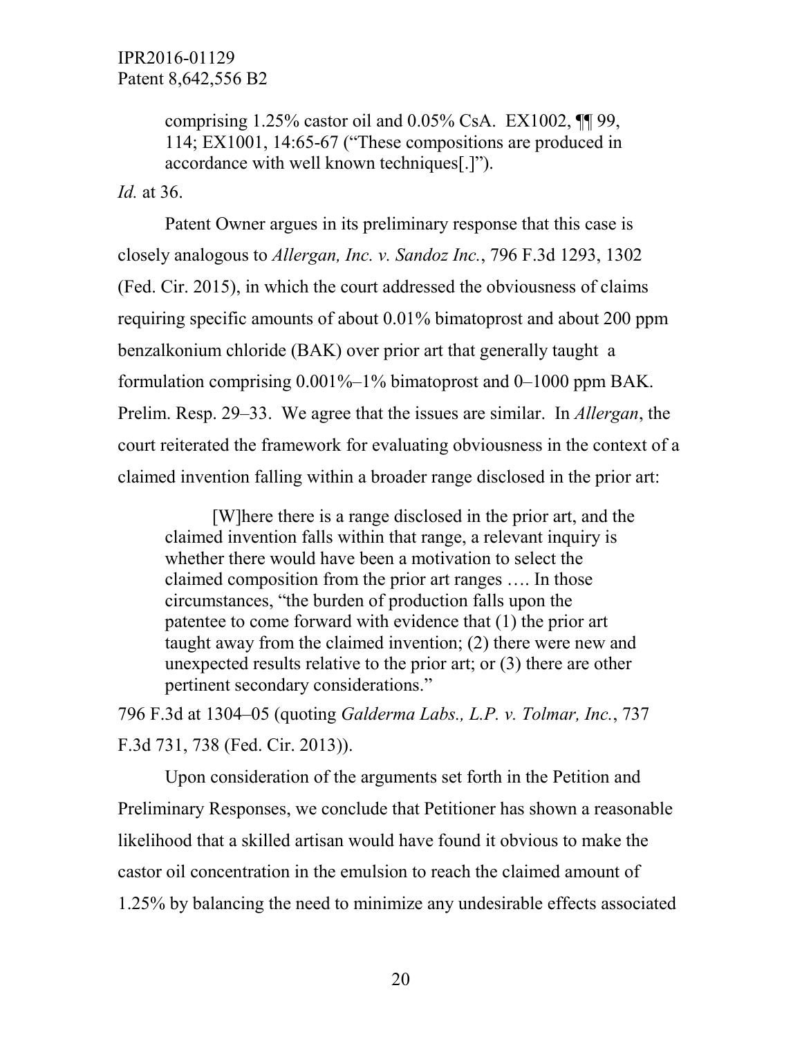> comprising 1.25% castor oil and 0.05% CsA. EX1002, ¶¶ 99, 114; EX1001, 14:65-67 ("These compositions are produced in accordance with well known techniques[.]").

*Id.* at 36.

Patent Owner argues in its preliminary response that this case is closely analogous to *Allergan, Inc. v. Sandoz Inc.*, 796 F.3d 1293, 1302 (Fed. Cir. 2015), in which the court addressed the obviousness of claims requiring specific amounts of about 0.01% bimatoprost and about 200 ppm benzalkonium chloride (BAK) over prior art that generally taught a formulation comprising 0.001%–1% bimatoprost and 0–1000 ppm BAK. Prelim. Resp. 29–33. We agree that the issues are similar. In *Allergan*, the court reiterated the framework for evaluating obviousness in the context of a claimed invention falling within a broader range disclosed in the prior art:

> [W]here there is a range disclosed in the prior art, and the claimed invention falls within that range, a relevant inquiry is whether there would have been a motivation to select the claimed composition from the prior art ranges …. In those circumstances, "the burden of production falls upon the patentee to come forward with evidence that (1) the prior art taught away from the claimed invention; (2) there were new and unexpected results relative to the prior art; or (3) there are other pertinent secondary considerations."

796 F.3d at 1304–05 (quoting *Galderma Labs., L.P. v. Tolmar, Inc.*, 737 F.3d 731, 738 (Fed. Cir. 2013)).

Upon consideration of the arguments set forth in the Petition and Preliminary Responses, we conclude that Petitioner has shown a reasonable likelihood that a skilled artisan would have found it obvious to make the castor oil concentration in the emulsion to reach the claimed amount of 1.25% by balancing the need to minimize any undesirable effects associated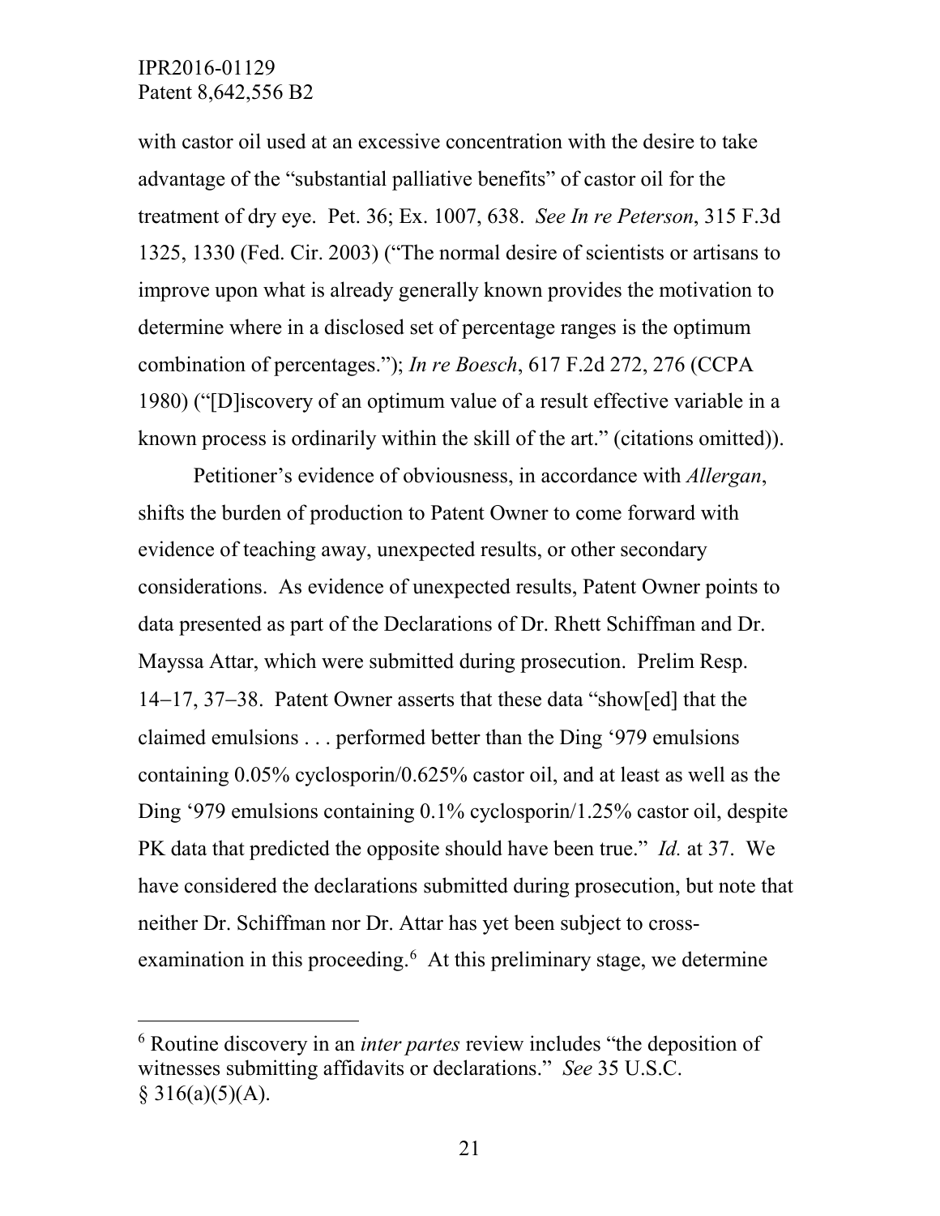with castor oil used at an excessive concentration with the desire to take advantage of the "substantial palliative benefits" of castor oil for the treatment of dry eye. Pet. 36; Ex. 1007, 638. *See In re Peterson*, 315 F.3d 1325, 1330 (Fed. Cir. 2003) ("The normal desire of scientists or artisans to improve upon what is already generally known provides the motivation to determine where in a disclosed set of percentage ranges is the optimum combination of percentages."); *In re Boesch*, 617 F.2d 272, 276 (CCPA 1980) ("[D]iscovery of an optimum value of a result effective variable in a known process is ordinarily within the skill of the art." (citations omitted)).

Petitioner's evidence of obviousness, in accordance with *Allergan*, shifts the burden of production to Patent Owner to come forward with evidence of teaching away, unexpected results, or other secondary considerations. As evidence of unexpected results, Patent Owner points to data presented as part of the Declarations of Dr. Rhett Schiffman and Dr. Mayssa Attar, which were submitted during prosecution. Prelim Resp. 14–17, 37–38. Patent Owner asserts that these data "show[ed] that the claimed emulsions . . . performed better than the Ding '979 emulsions containing 0.05% cyclosporin/0.625% castor oil, and at least as well as the Ding '979 emulsions containing 0.1% cyclosporin/1.25% castor oil, despite PK data that predicted the opposite should have been true." *Id.* at 37. We have considered the declarations submitted during prosecution, but note that neither Dr. Schiffman nor Dr. Attar has yet been subject to cross-examination in this proceeding.[6] At this preliminary stage, we determine

[6] Routine discovery in an *inter partes* review includes "the deposition of witnesses submitting affidavits or declarations." *See* 35 U.S.C. § 316(a)(5)(A).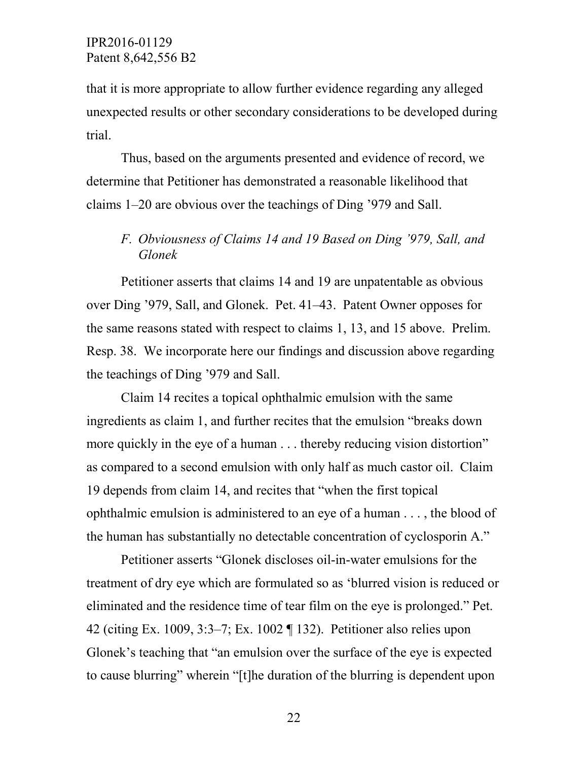that it is more appropriate to allow further evidence regarding any alleged unexpected results or other secondary considerations to be developed during trial.

Thus, based on the arguments presented and evidence of record, we determine that Petitioner has demonstrated a reasonable likelihood that claims 1–20 are obvious over the teachings of Ding ’979 and Sall.

### *F. Obviousness of Claims 14 and 19 Based on Ding ’979, Sall, and Glonek*

Petitioner asserts that claims 14 and 19 are unpatentable as obvious over Ding ’979, Sall, and Glonek. Pet. 41–43. Patent Owner opposes for the same reasons stated with respect to claims 1, 13, and 15 above. Prelim. Resp. 38. We incorporate here our findings and discussion above regarding the teachings of Ding ’979 and Sall.

Claim 14 recites a topical ophthalmic emulsion with the same ingredients as claim 1, and further recites that the emulsion "breaks down more quickly in the eye of a human . . . thereby reducing vision distortion" as compared to a second emulsion with only half as much castor oil. Claim 19 depends from claim 14, and recites that "when the first topical ophthalmic emulsion is administered to an eye of a human . . . , the blood of the human has substantially no detectable concentration of cyclosporin A."

Petitioner asserts "Glonek discloses oil-in-water emulsions for the treatment of dry eye which are formulated so as 'blurred vision is reduced or eliminated and the residence time of tear film on the eye is prolonged." Pet. 42 (citing Ex. 1009, 3:3–7; Ex. 1002 ¶ 132). Petitioner also relies upon Glonek's teaching that "an emulsion over the surface of the eye is expected to cause blurring" wherein "[t]he duration of the blurring is dependent upon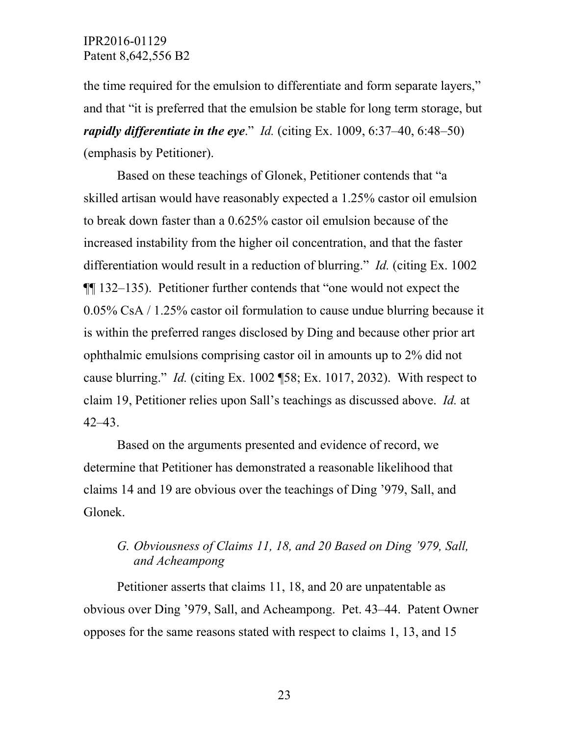the time required for the emulsion to differentiate and form separate layers," and that "it is preferred that the emulsion be stable for long term storage, but ***rapidly differentiate in the eye***." *Id.* (citing Ex. 1009, 6:37–40, 6:48–50) (emphasis by Petitioner).

Based on these teachings of Glonek, Petitioner contends that "a skilled artisan would have reasonably expected a 1.25% castor oil emulsion to break down faster than a 0.625% castor oil emulsion because of the increased instability from the higher oil concentration, and that the faster differentiation would result in a reduction of blurring." *Id.* (citing Ex. 1002 ¶¶ 132–135). Petitioner further contends that "one would not expect the 0.05% CsA / 1.25% castor oil formulation to cause undue blurring because it is within the preferred ranges disclosed by Ding and because other prior art ophthalmic emulsions comprising castor oil in amounts up to 2% did not cause blurring." *Id.* (citing Ex. 1002 ¶58; Ex. 1017, 2032). With respect to claim 19, Petitioner relies upon Sall's teachings as discussed above. *Id.* at 42–43.

Based on the arguments presented and evidence of record, we determine that Petitioner has demonstrated a reasonable likelihood that claims 14 and 19 are obvious over the teachings of Ding '979, Sall, and Glonek.

### *G. Obviousness of Claims 11, 18, and 20 Based on Ding '979, Sall, and Acheampong*

Petitioner asserts that claims 11, 18, and 20 are unpatentable as obvious over Ding '979, Sall, and Acheampong. Pet. 43–44. Patent Owner opposes for the same reasons stated with respect to claims 1, 13, and 15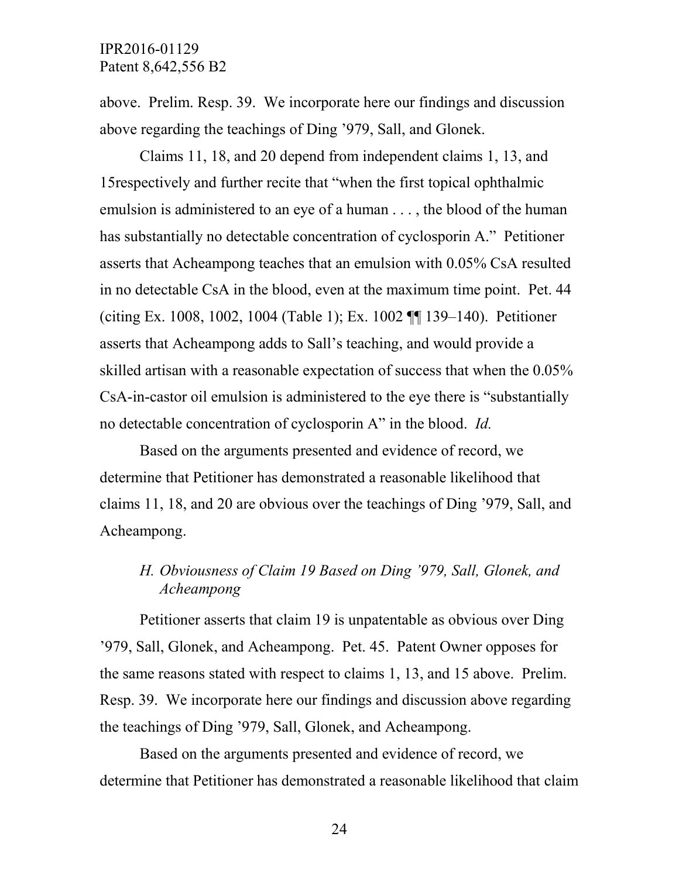above. Prelim. Resp. 39. We incorporate here our findings and discussion above regarding the teachings of Ding '979, Sall, and Glonek.

Claims 11, 18, and 20 depend from independent claims 1, 13, and 15respectively and further recite that "when the first topical ophthalmic emulsion is administered to an eye of a human . . . , the blood of the human has substantially no detectable concentration of cyclosporin A." Petitioner asserts that Acheampong teaches that an emulsion with 0.05% CsA resulted in no detectable CsA in the blood, even at the maximum time point. Pet. 44 (citing Ex. 1008, 1002, 1004 (Table 1); Ex. 1002 ¶¶ 139–140). Petitioner asserts that Acheampong adds to Sall's teaching, and would provide a skilled artisan with a reasonable expectation of success that when the 0.05% CsA-in-castor oil emulsion is administered to the eye there is "substantially no detectable concentration of cyclosporin A" in the blood. *Id.*

Based on the arguments presented and evidence of record, we determine that Petitioner has demonstrated a reasonable likelihood that claims 11, 18, and 20 are obvious over the teachings of Ding '979, Sall, and Acheampong.

### *H. Obviousness of Claim 19 Based on Ding '979, Sall, Glonek, and Acheampong*

Petitioner asserts that claim 19 is unpatentable as obvious over Ding '979, Sall, Glonek, and Acheampong. Pet. 45. Patent Owner opposes for the same reasons stated with respect to claims 1, 13, and 15 above. Prelim. Resp. 39. We incorporate here our findings and discussion above regarding the teachings of Ding '979, Sall, Glonek, and Acheampong.

Based on the arguments presented and evidence of record, we determine that Petitioner has demonstrated a reasonable likelihood that claim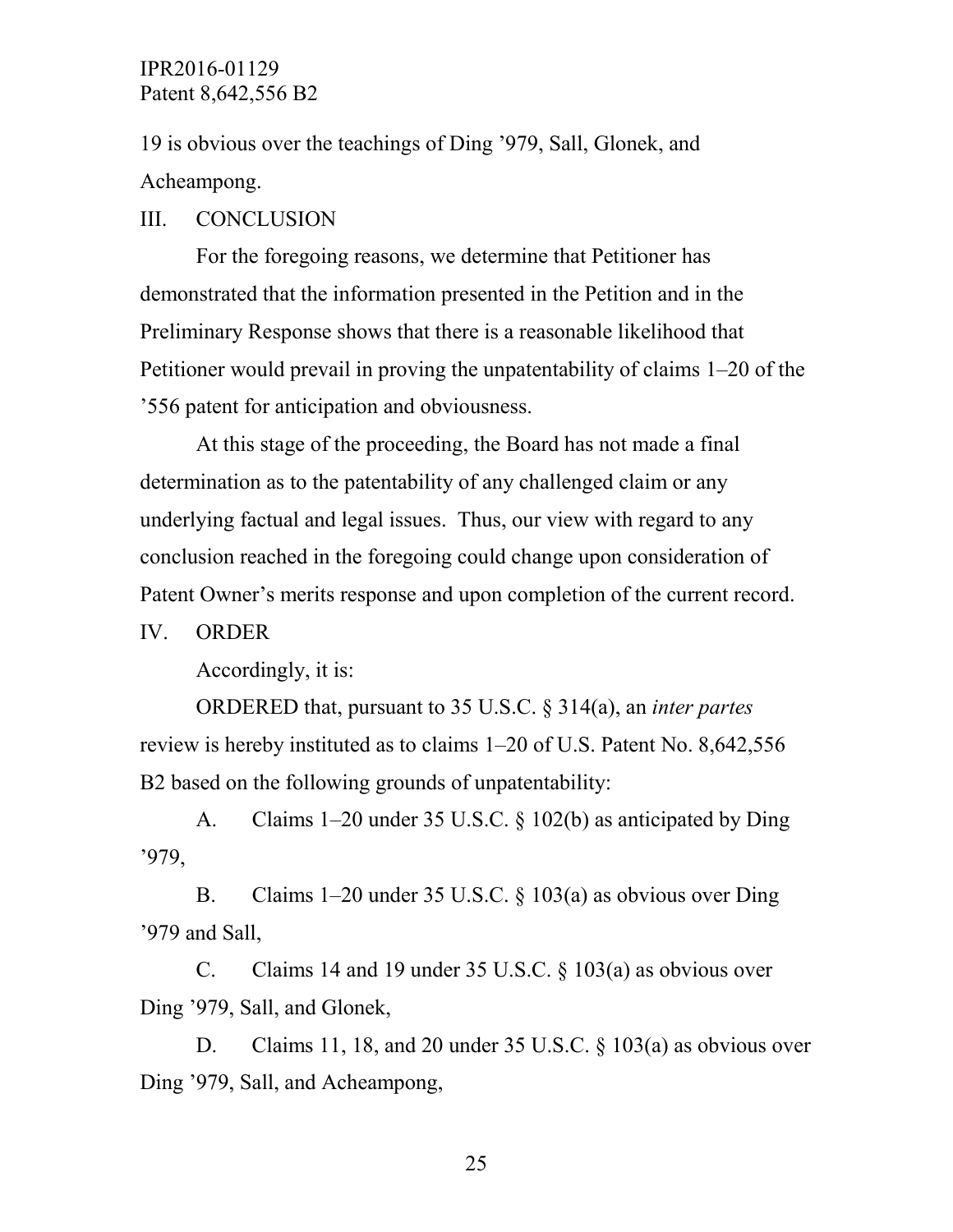19 is obvious over the teachings of Ding ’979, Sall, Glonek, and Acheampong.

## III. CONCLUSION

For the foregoing reasons, we determine that Petitioner has demonstrated that the information presented in the Petition and in the Preliminary Response shows that there is a reasonable likelihood that Petitioner would prevail in proving the unpatentability of claims 1–20 of the ’556 patent for anticipation and obviousness.

At this stage of the proceeding, the Board has not made a final determination as to the patentability of any challenged claim or any underlying factual and legal issues. Thus, our view with regard to any conclusion reached in the foregoing could change upon consideration of Patent Owner’s merits response and upon completion of the current record.

## IV. ORDER

Accordingly, it is:

ORDERED that, pursuant to 35 U.S.C. § 314(a), an *inter partes* review is hereby instituted as to claims 1–20 of U.S. Patent No. 8,642,556 B2 based on the following grounds of unpatentability:

A. Claims 1–20 under 35 U.S.C. § 102(b) as anticipated by Ding ’979,

B. Claims 1–20 under 35 U.S.C. § 103(a) as obvious over Ding ’979 and Sall,

C. Claims 14 and 19 under 35 U.S.C. § 103(a) as obvious over Ding ’979, Sall, and Glonek,

D. Claims 11, 18, and 20 under 35 U.S.C. § 103(a) as obvious over Ding ’979, Sall, and Acheampong,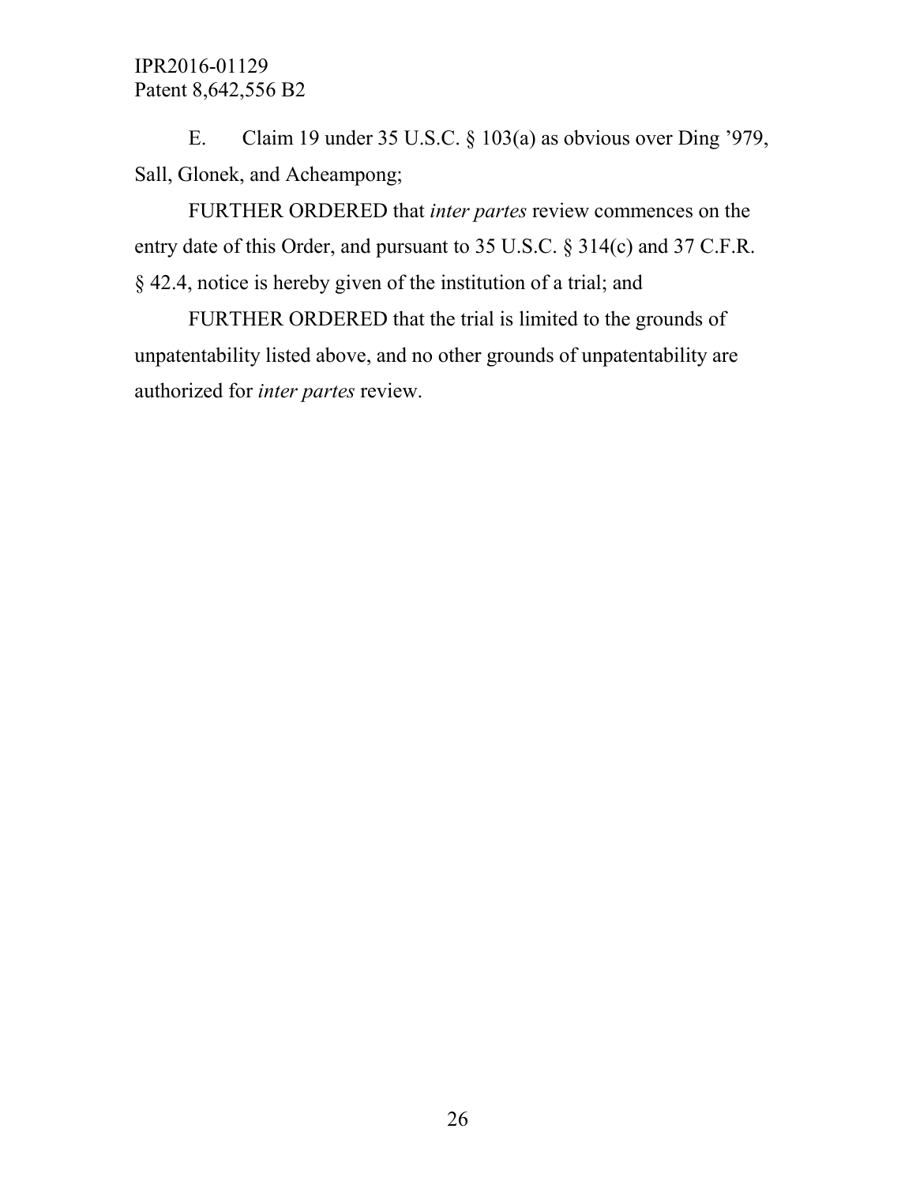E. Claim 19 under 35 U.S.C. § 103(a) as obvious over Ding ’979, Sall, Glonek, and Acheampong;

FURTHER ORDERED that *inter partes* review commences on the entry date of this Order, and pursuant to 35 U.S.C. § 314(c) and 37 C.F.R. § 42.4, notice is hereby given of the institution of a trial; and

FURTHER ORDERED that the trial is limited to the grounds of unpatentability listed above, and no other grounds of unpatentability are authorized for *inter partes* review.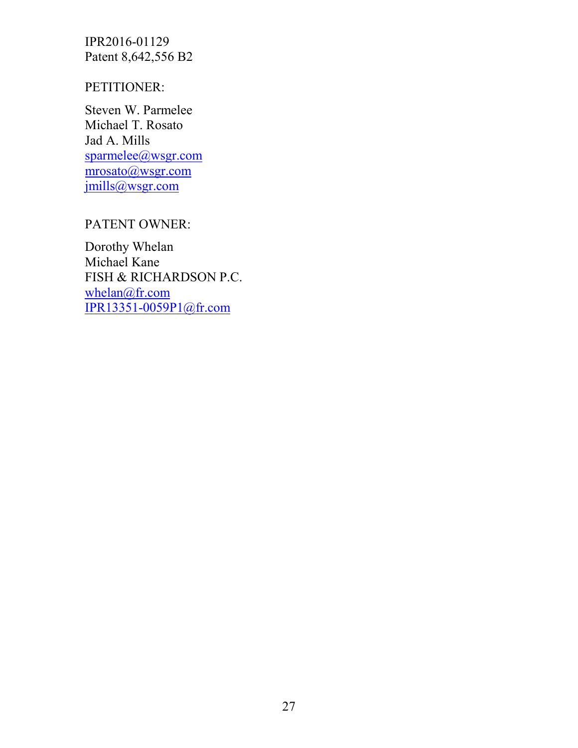IPR2016-01129
Patent 8,642,556 B2

PETITIONER:

Steven W. Parmelee
Michael T. Rosato
Jad A. Mills
sparmelee@wsgr.com
mrosato@wsgr.com
jmills@wsgr.com

PATENT OWNER:

Dorothy Whelan
Michael Kane
FISH & RICHARDSON P.C.
whelan@fr.com
IPR13351-0059P1@fr.com